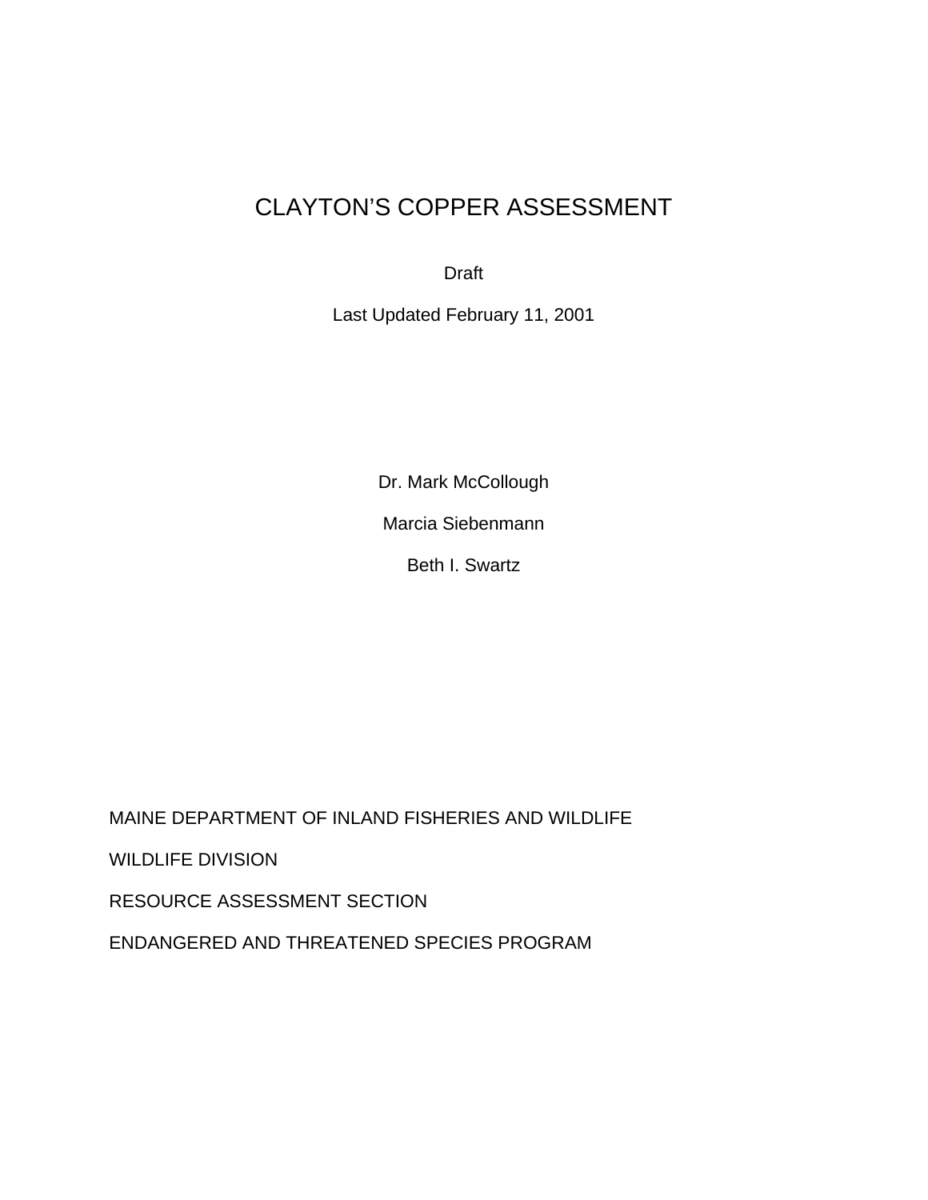# CLAYTON'S COPPER ASSESSMENT

Draft

Last Updated February 11, 2001

Dr. Mark McCollough

Marcia Siebenmann

Beth I. Swartz

MAINE DEPARTMENT OF INLAND FISHERIES AND WILDLIFE

WILDLIFE DIVISION

RESOURCE ASSESSMENT SECTION

ENDANGERED AND THREATENED SPECIES PROGRAM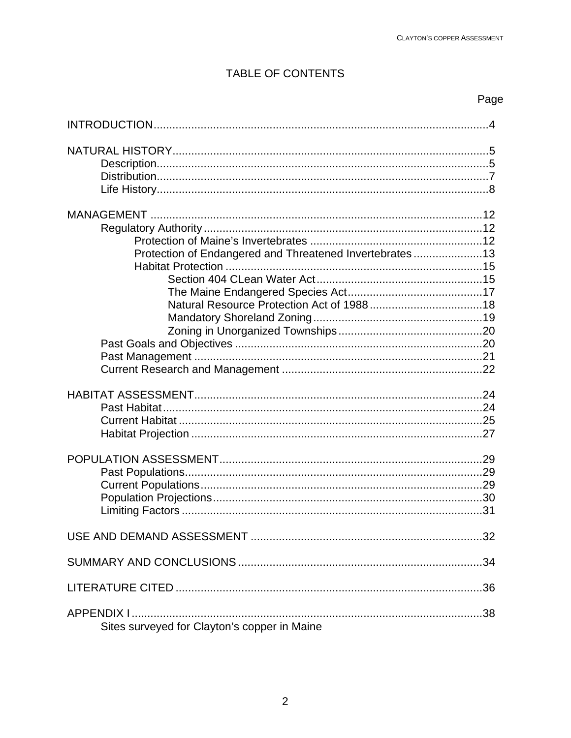# TABLE OF CONTENTS

| | Page |
|---|---|
| INTRODUCTION | 4 |
| NATURAL HISTORY | 5 |
| Description | 5 |
| Distribution | 7 |
| Life History | 8 |
| MANAGEMENT | 12 |
| Regulatory Authority | 12 |
| Protection of Maine's Invertebrates | 12 |
| Protection of Endangered and Threatened Invertebrates | 13 |
| Habitat Protection | 15 |
| Section 404 CLean Water Act | 15 |
| The Maine Endangered Species Act | 17 |
| Natural Resource Protection Act of 1988 | 18 |
| Mandatory Shoreland Zoning | 19 |
| Zoning in Unorganized Townships | 20 |
| Past Goals and Objectives | 20 |
| Past Management | 21 |
| Current Research and Management | 22 |
| HABITAT ASSESSMENT | 24 |
| Past Habitat | 24 |
| Current Habitat | 25 |
| Habitat Projection | 27 |
| POPULATION ASSESSMENT | 29 |
| Past Populations | 29 |
| Current Populations | 29 |
| Population Projections | 30 |
| Limiting Factors | 31 |
| USE AND DEMAND ASSESSMENT | 32 |
| SUMMARY AND CONCLUSIONS | 34 |
| LITERATURE CITED | 36 |
| APPENDIX I | 38 |
| Sites surveyed for Clayton's copper in Maine | |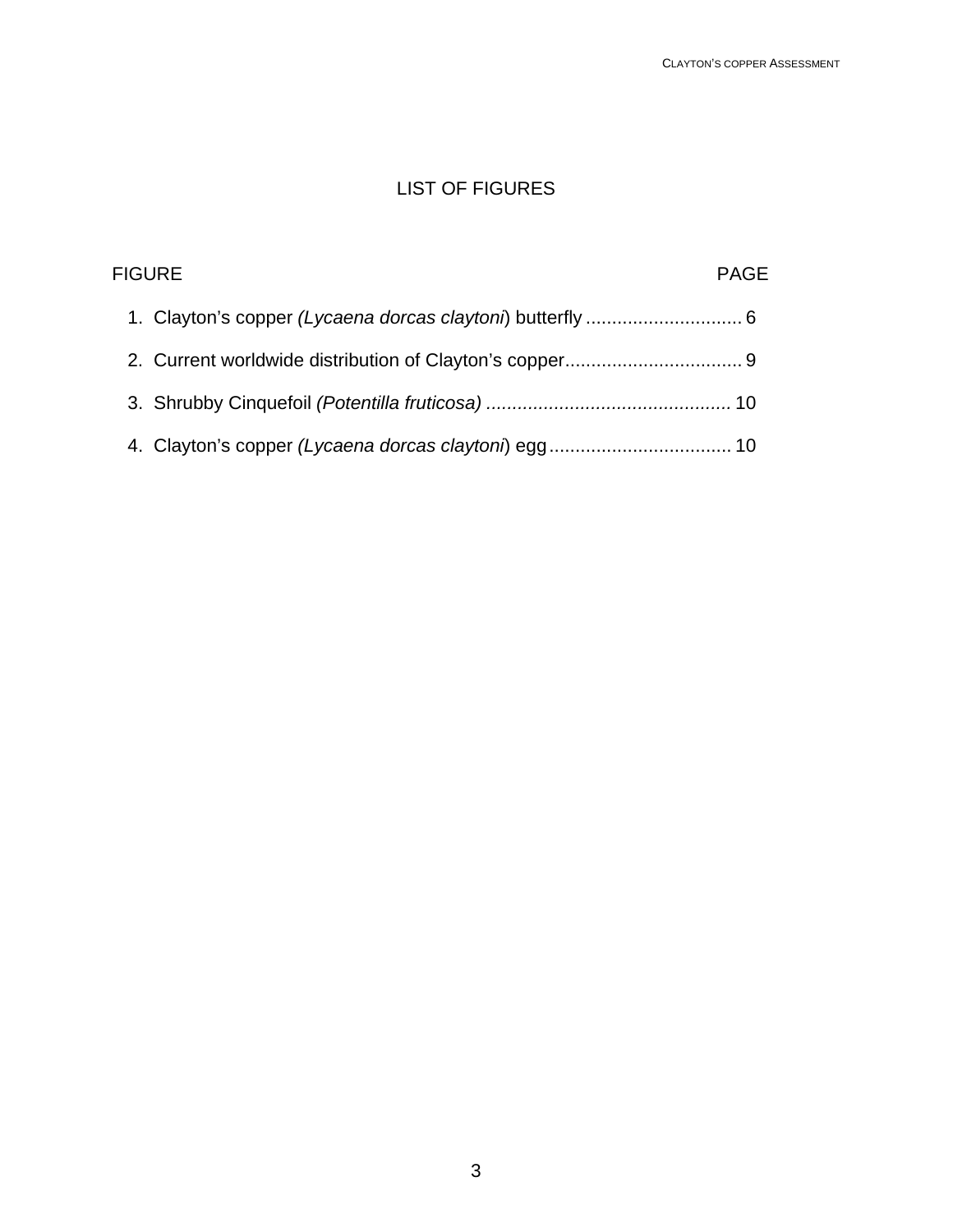# LIST OF FIGURES

FIGURE PAGE

1. Clayton's copper *(Lycaena dorcas claytoni*) butterfly .............................. 6
2. Current worldwide distribution of Clayton's copper.................................. 9
3. Shrubby Cinquefoil *(Potentilla fruticosa)* ............................................... 10
4. Clayton's copper *(Lycaena dorcas claytoni*) egg................................... 10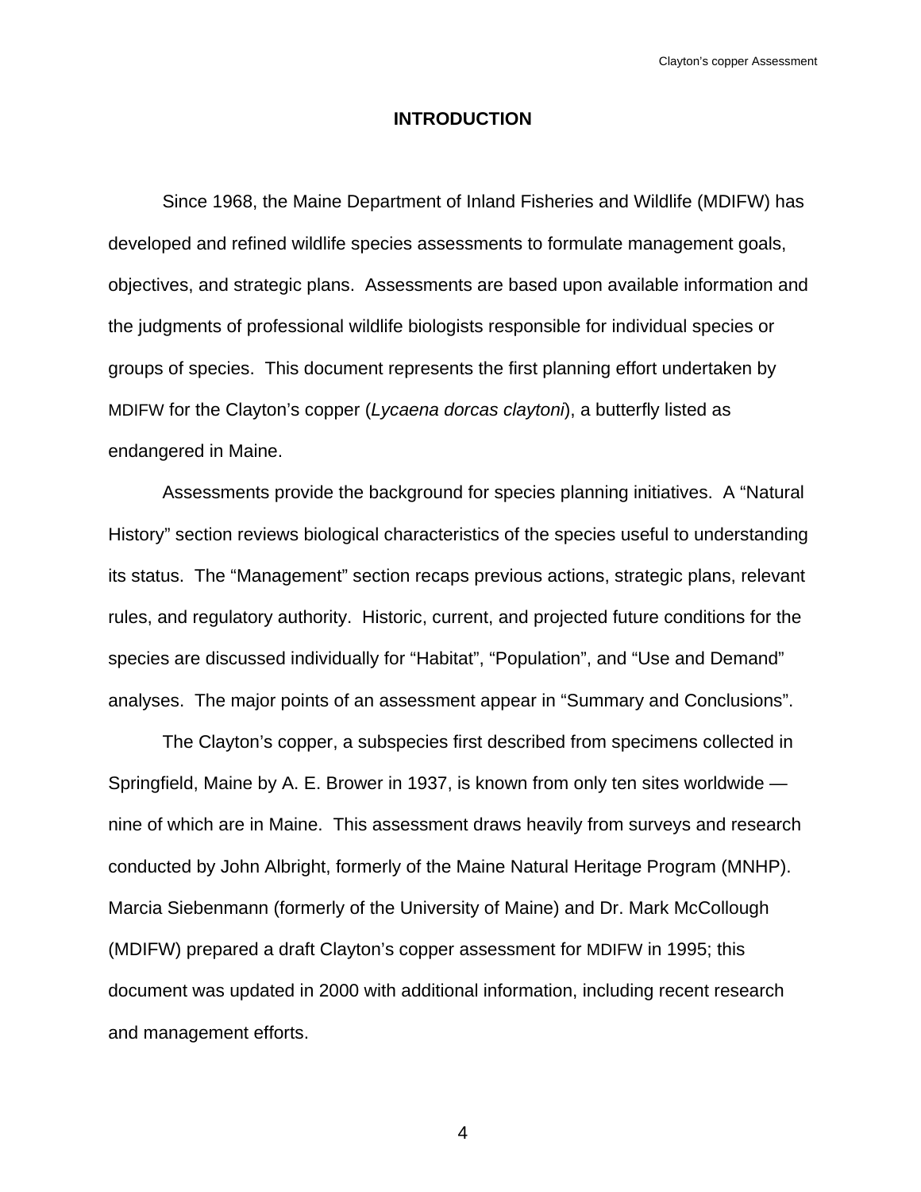# INTRODUCTION

Since 1968, the Maine Department of Inland Fisheries and Wildlife (MDIFW) has developed and refined wildlife species assessments to formulate management goals, objectives, and strategic plans. Assessments are based upon available information and the judgments of professional wildlife biologists responsible for individual species or groups of species. This document represents the first planning effort undertaken by MDIFW for the Clayton's copper (*Lycaena dorcas claytoni*), a butterfly listed as endangered in Maine.

Assessments provide the background for species planning initiatives. A "Natural History" section reviews biological characteristics of the species useful to understanding its status. The "Management" section recaps previous actions, strategic plans, relevant rules, and regulatory authority. Historic, current, and projected future conditions for the species are discussed individually for "Habitat", "Population", and "Use and Demand" analyses. The major points of an assessment appear in "Summary and Conclusions".

The Clayton's copper, a subspecies first described from specimens collected in Springfield, Maine by A. E. Brower in 1937, is known from only ten sites worldwide — nine of which are in Maine. This assessment draws heavily from surveys and research conducted by John Albright, formerly of the Maine Natural Heritage Program (MNHP). Marcia Siebenmann (formerly of the University of Maine) and Dr. Mark McCollough (MDIFW) prepared a draft Clayton's copper assessment for MDIFW in 1995; this document was updated in 2000 with additional information, including recent research and management efforts.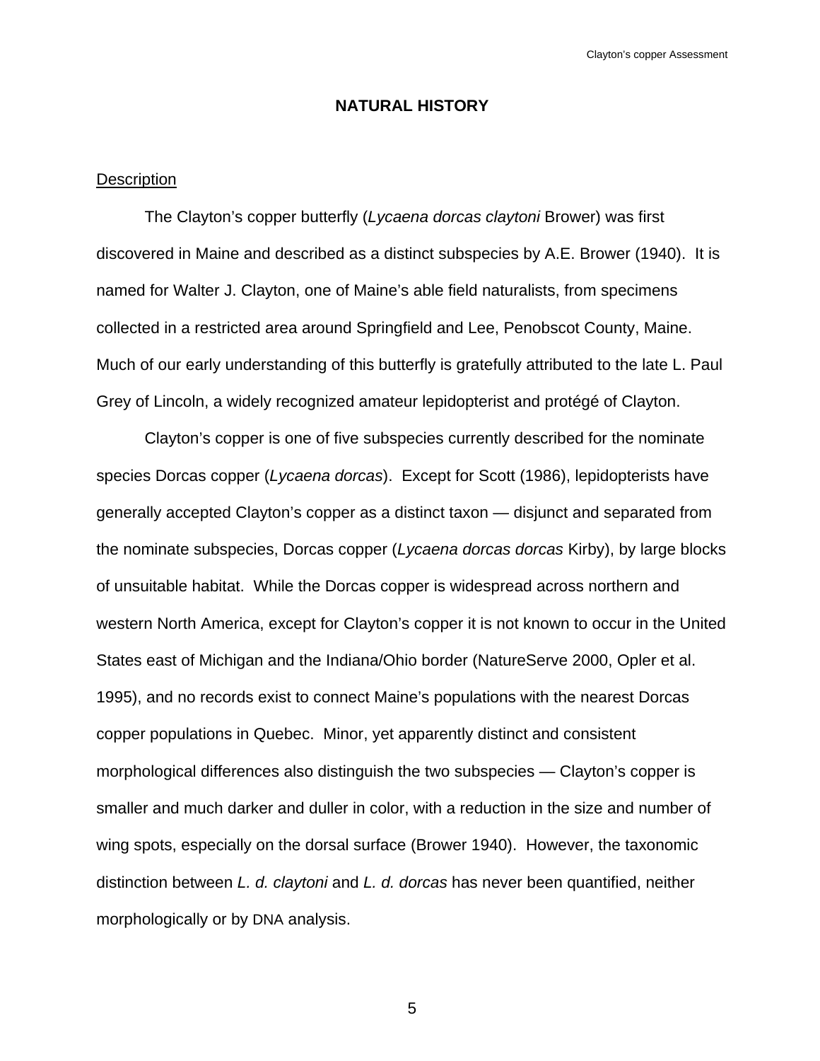## NATURAL HISTORY

### Description

The Clayton's copper butterfly (*Lycaena dorcas claytoni* Brower) was first discovered in Maine and described as a distinct subspecies by A.E. Brower (1940). It is named for Walter J. Clayton, one of Maine's able field naturalists, from specimens collected in a restricted area around Springfield and Lee, Penobscot County, Maine. Much of our early understanding of this butterfly is gratefully attributed to the late L. Paul Grey of Lincoln, a widely recognized amateur lepidopterist and protégé of Clayton.

Clayton's copper is one of five subspecies currently described for the nominate species Dorcas copper (*Lycaena dorcas*). Except for Scott (1986), lepidopterists have generally accepted Clayton's copper as a distinct taxon — disjunct and separated from the nominate subspecies, Dorcas copper (*Lycaena dorcas dorcas* Kirby), by large blocks of unsuitable habitat. While the Dorcas copper is widespread across northern and western North America, except for Clayton's copper it is not known to occur in the United States east of Michigan and the Indiana/Ohio border (NatureServe 2000, Opler et al. 1995), and no records exist to connect Maine's populations with the nearest Dorcas copper populations in Quebec. Minor, yet apparently distinct and consistent morphological differences also distinguish the two subspecies — Clayton's copper is smaller and much darker and duller in color, with a reduction in the size and number of wing spots, especially on the dorsal surface (Brower 1940). However, the taxonomic distinction between *L. d. claytoni* and *L. d. dorcas* has never been quantified, neither morphologically or by DNA analysis.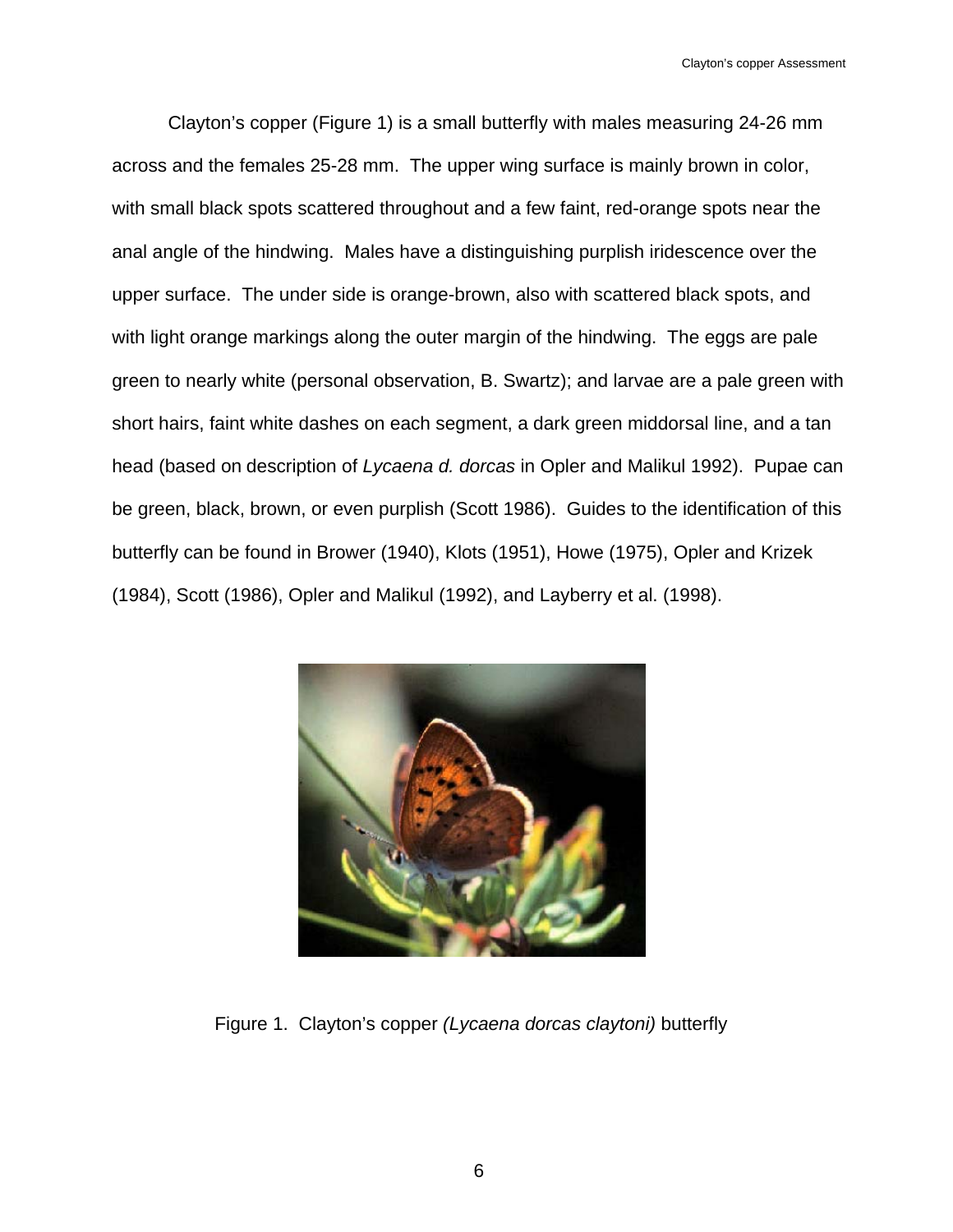Clayton's copper (Figure 1) is a small butterfly with males measuring 24-26 mm across and the females 25-28 mm. The upper wing surface is mainly brown in color, with small black spots scattered throughout and a few faint, red-orange spots near the anal angle of the hindwing. Males have a distinguishing purplish iridescence over the upper surface. The under side is orange-brown, also with scattered black spots, and with light orange markings along the outer margin of the hindwing. The eggs are pale green to nearly white (personal observation, B. Swartz); and larvae are a pale green with short hairs, faint white dashes on each segment, a dark green middorsal line, and a tan head (based on description of *Lycaena d. dorcas* in Opler and Malikul 1992). Pupae can be green, black, brown, or even purplish (Scott 1986). Guides to the identification of this butterfly can be found in Brower (1940), Klots (1951), Howe (1975), Opler and Krizek (1984), Scott (1986), Opler and Malikul (1992), and Layberry et al. (1998).

Figure 1. Clayton's copper *(Lycaena dorcas claytoni)* butterfly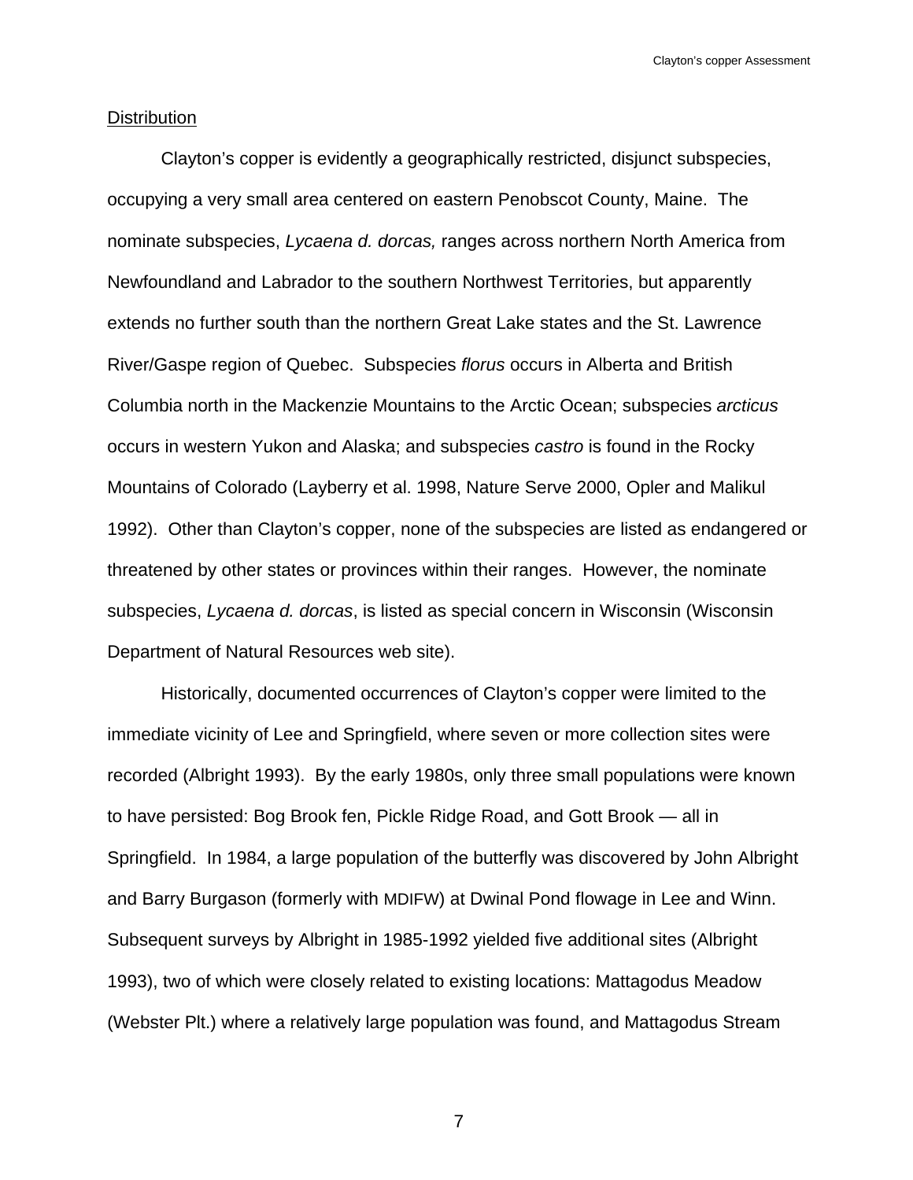Distribution

Clayton's copper is evidently a geographically restricted, disjunct subspecies, occupying a very small area centered on eastern Penobscot County, Maine. The nominate subspecies, *Lycaena d. dorcas,* ranges across northern North America from Newfoundland and Labrador to the southern Northwest Territories, but apparently extends no further south than the northern Great Lake states and the St. Lawrence River/Gaspe region of Quebec. Subspecies *florus* occurs in Alberta and British Columbia north in the Mackenzie Mountains to the Arctic Ocean; subspecies *arcticus* occurs in western Yukon and Alaska; and subspecies *castro* is found in the Rocky Mountains of Colorado (Layberry et al. 1998, Nature Serve 2000, Opler and Malikul 1992). Other than Clayton's copper, none of the subspecies are listed as endangered or threatened by other states or provinces within their ranges. However, the nominate subspecies, *Lycaena d. dorcas*, is listed as special concern in Wisconsin (Wisconsin Department of Natural Resources web site).

Historically, documented occurrences of Clayton's copper were limited to the immediate vicinity of Lee and Springfield, where seven or more collection sites were recorded (Albright 1993). By the early 1980s, only three small populations were known to have persisted: Bog Brook fen, Pickle Ridge Road, and Gott Brook — all in Springfield. In 1984, a large population of the butterfly was discovered by John Albright and Barry Burgason (formerly with MDIFW) at Dwinal Pond flowage in Lee and Winn. Subsequent surveys by Albright in 1985-1992 yielded five additional sites (Albright 1993), two of which were closely related to existing locations: Mattagodus Meadow (Webster Plt.) where a relatively large population was found, and Mattagodus Stream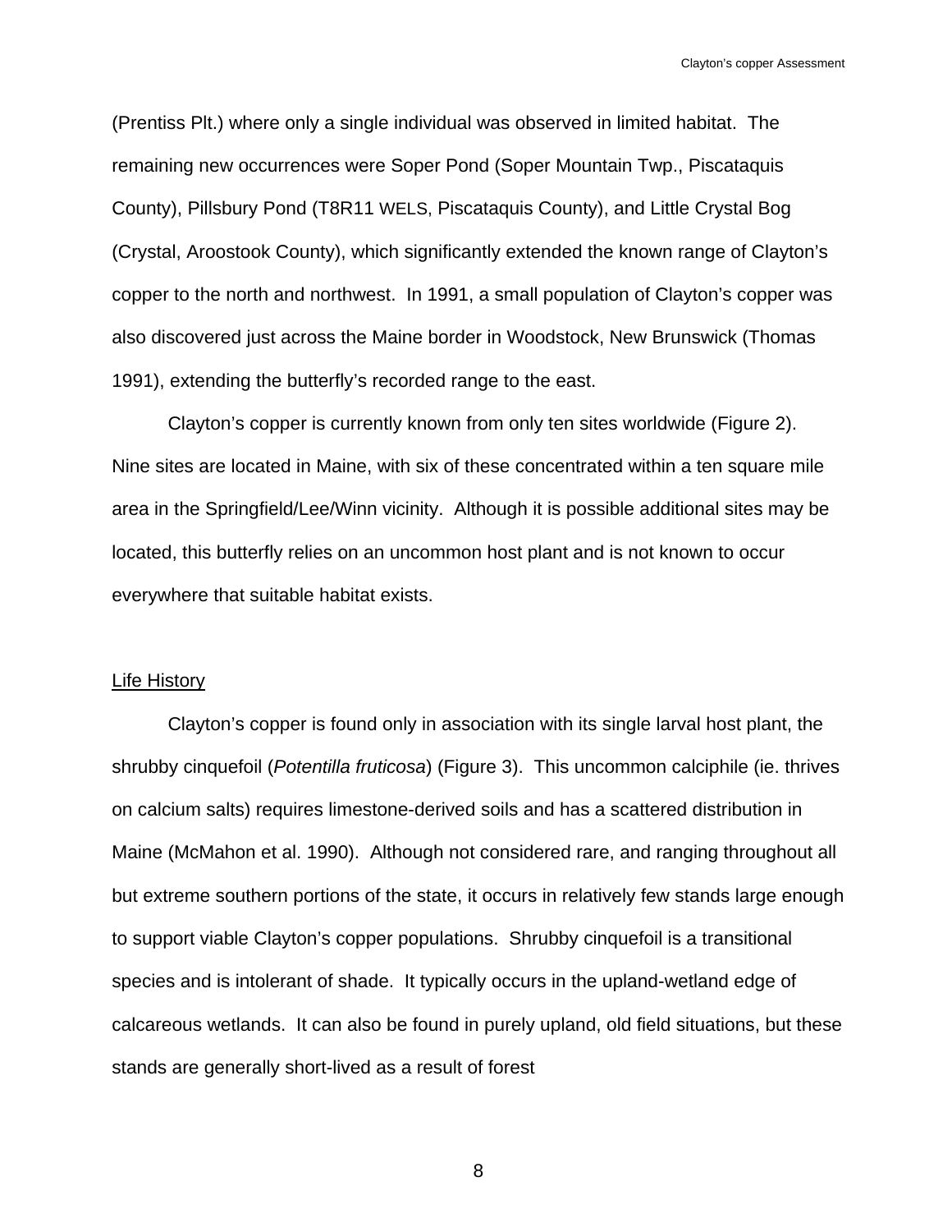(Prentiss Plt.) where only a single individual was observed in limited habitat. The remaining new occurrences were Soper Pond (Soper Mountain Twp., Piscataquis County), Pillsbury Pond (T8R11 WELS, Piscataquis County), and Little Crystal Bog (Crystal, Aroostook County), which significantly extended the known range of Clayton's copper to the north and northwest. In 1991, a small population of Clayton's copper was also discovered just across the Maine border in Woodstock, New Brunswick (Thomas 1991), extending the butterfly's recorded range to the east.

Clayton's copper is currently known from only ten sites worldwide (Figure 2). Nine sites are located in Maine, with six of these concentrated within a ten square mile area in the Springfield/Lee/Winn vicinity. Although it is possible additional sites may be located, this butterfly relies on an uncommon host plant and is not known to occur everywhere that suitable habitat exists.

## Life History

Clayton's copper is found only in association with its single larval host plant, the shrubby cinquefoil (*Potentilla fruticosa*) (Figure 3). This uncommon calciphile (ie. thrives on calcium salts) requires limestone-derived soils and has a scattered distribution in Maine (McMahon et al. 1990). Although not considered rare, and ranging throughout all but extreme southern portions of the state, it occurs in relatively few stands large enough to support viable Clayton's copper populations. Shrubby cinquefoil is a transitional species and is intolerant of shade. It typically occurs in the upland-wetland edge of calcareous wetlands. It can also be found in purely upland, old field situations, but these stands are generally short-lived as a result of forest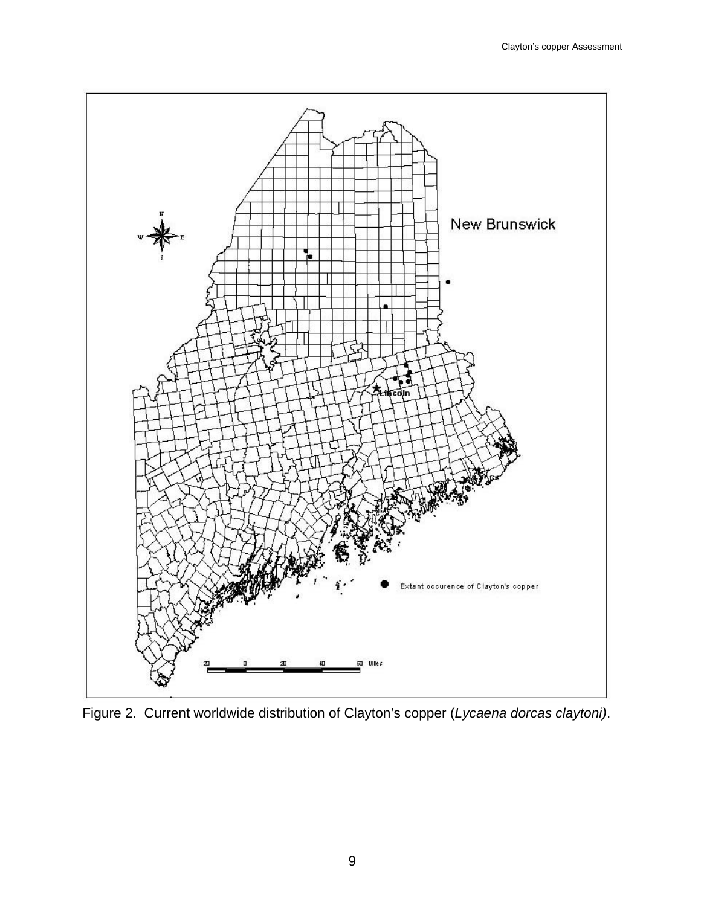Figure 2. Current worldwide distribution of Clayton's copper (*Lycaena dorcas claytoni)*.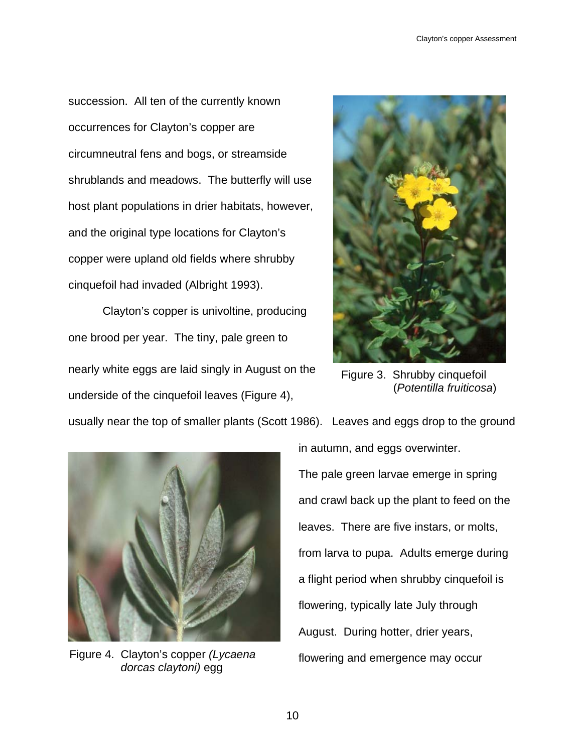succession. All ten of the currently known occurrences for Clayton's copper are circumneutral fens and bogs, or streamside shrublands and meadows. The butterfly will use host plant populations in drier habitats, however, and the original type locations for Clayton's copper were upland old fields where shrubby cinquefoil had invaded (Albright 1993).

Figure 3. Shrubby cinquefoil (*Potentilla fruiticosa*)

Clayton's copper is univoltine, producing one brood per year. The tiny, pale green to nearly white eggs are laid singly in August on the underside of the cinquefoil leaves (Figure 4), usually near the top of smaller plants (Scott 1986). Leaves and eggs drop to the ground in autumn, and eggs overwinter.

Figure 4. Clayton's copper *(Lycaena dorcas claytoni)* egg

The pale green larvae emerge in spring and crawl back up the plant to feed on the leaves. There are five instars, or molts, from larva to pupa. Adults emerge during a flight period when shrubby cinquefoil is flowering, typically late July through August. During hotter, drier years, flowering and emergence may occur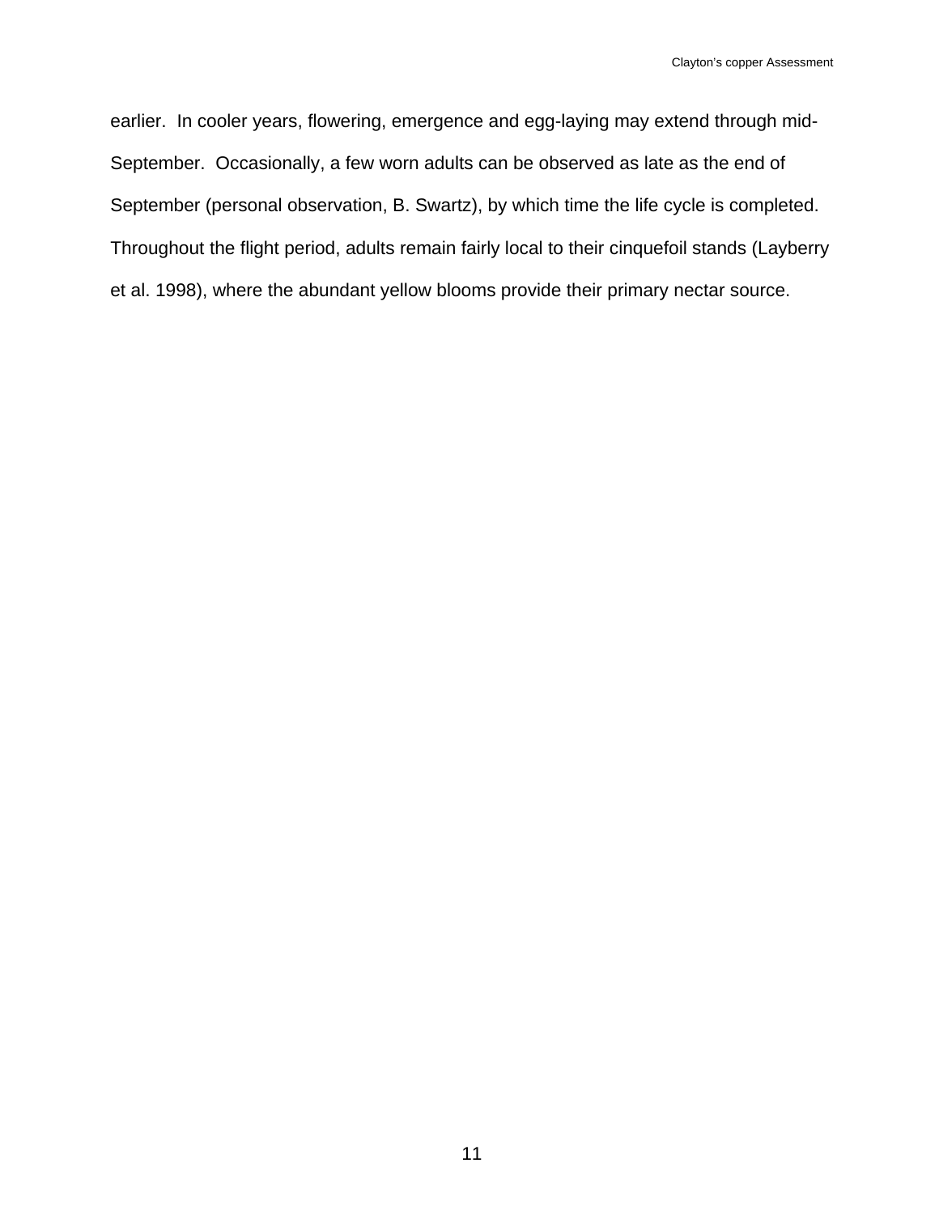earlier.  In cooler years, flowering, emergence and egg-laying may extend through mid-September.  Occasionally, a few worn adults can be observed as late as the end of September (personal observation, B. Swartz), by which time the life cycle is completed. Throughout the flight period, adults remain fairly local to their cinquefoil stands (Layberry et al. 1998), where the abundant yellow blooms provide their primary nectar source.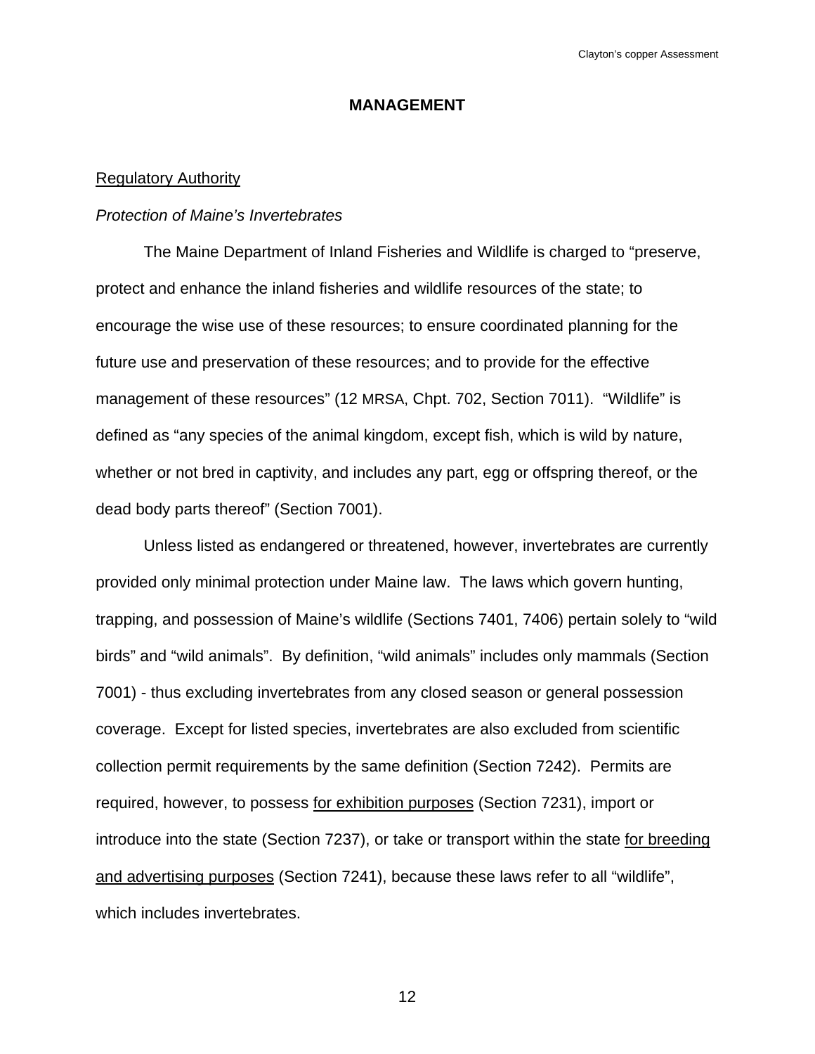## MANAGEMENT

### Regulatory Authority

*Protection of Maine's Invertebrates*

The Maine Department of Inland Fisheries and Wildlife is charged to "preserve, protect and enhance the inland fisheries and wildlife resources of the state; to encourage the wise use of these resources; to ensure coordinated planning for the future use and preservation of these resources; and to provide for the effective management of these resources" (12 MRSA, Chpt. 702, Section 7011). "Wildlife" is defined as "any species of the animal kingdom, except fish, which is wild by nature, whether or not bred in captivity, and includes any part, egg or offspring thereof, or the dead body parts thereof" (Section 7001).

Unless listed as endangered or threatened, however, invertebrates are currently provided only minimal protection under Maine law. The laws which govern hunting, trapping, and possession of Maine's wildlife (Sections 7401, 7406) pertain solely to "wild birds" and "wild animals". By definition, "wild animals" includes only mammals (Section 7001) - thus excluding invertebrates from any closed season or general possession coverage. Except for listed species, invertebrates are also excluded from scientific collection permit requirements by the same definition (Section 7242). Permits are required, however, to possess for exhibition purposes (Section 7231), import or introduce into the state (Section 7237), or take or transport within the state for breeding and advertising purposes (Section 7241), because these laws refer to all "wildlife", which includes invertebrates.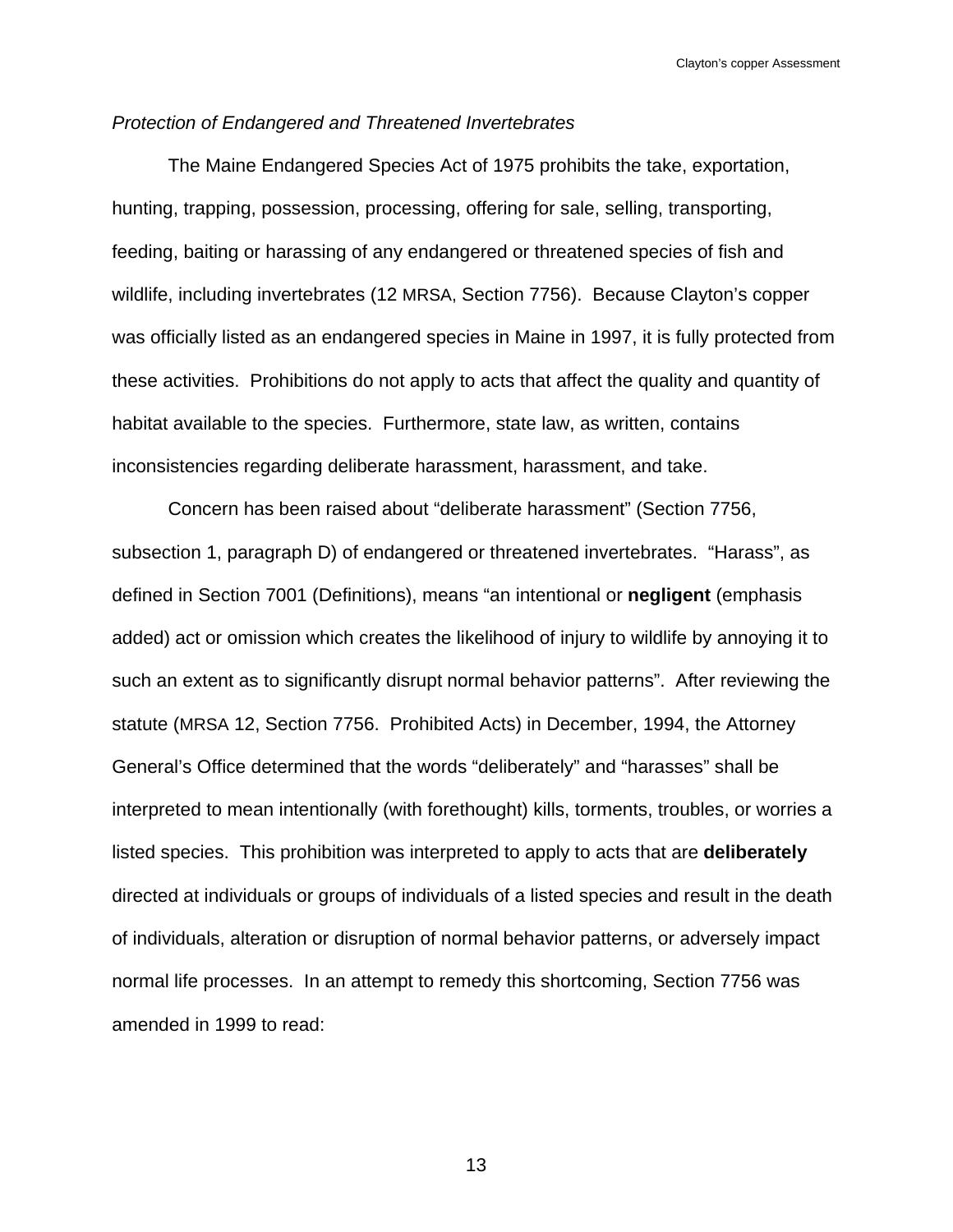*Protection of Endangered and Threatened Invertebrates*

The Maine Endangered Species Act of 1975 prohibits the take, exportation, hunting, trapping, possession, processing, offering for sale, selling, transporting, feeding, baiting or harassing of any endangered or threatened species of fish and wildlife, including invertebrates (12 MRSA, Section 7756). Because Clayton's copper was officially listed as an endangered species in Maine in 1997, it is fully protected from these activities. Prohibitions do not apply to acts that affect the quality and quantity of habitat available to the species. Furthermore, state law, as written, contains inconsistencies regarding deliberate harassment, harassment, and take.

Concern has been raised about "deliberate harassment" (Section 7756, subsection 1, paragraph D) of endangered or threatened invertebrates. "Harass", as defined in Section 7001 (Definitions), means "an intentional or **negligent** (emphasis added) act or omission which creates the likelihood of injury to wildlife by annoying it to such an extent as to significantly disrupt normal behavior patterns". After reviewing the statute (MRSA 12, Section 7756. Prohibited Acts) in December, 1994, the Attorney General's Office determined that the words "deliberately" and "harasses" shall be interpreted to mean intentionally (with forethought) kills, torments, troubles, or worries a listed species. This prohibition was interpreted to apply to acts that are **deliberately** directed at individuals or groups of individuals of a listed species and result in the death of individuals, alteration or disruption of normal behavior patterns, or adversely impact normal life processes. In an attempt to remedy this shortcoming, Section 7756 was amended in 1999 to read: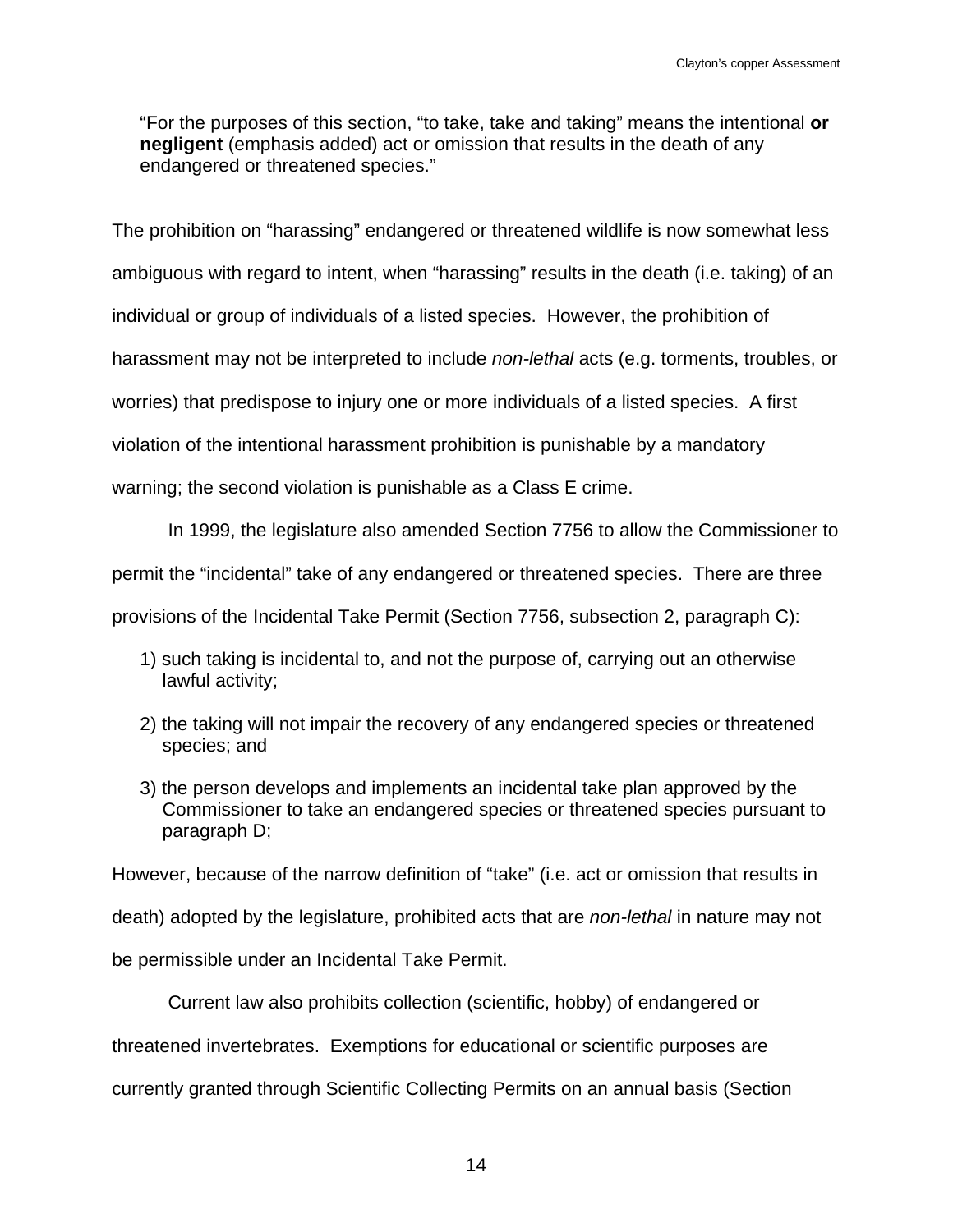> "For the purposes of this section, "to take, take and taking" means the intentional **or negligent** (emphasis added) act or omission that results in the death of any endangered or threatened species."

The prohibition on "harassing" endangered or threatened wildlife is now somewhat less ambiguous with regard to intent, when "harassing" results in the death (i.e. taking) of an individual or group of individuals of a listed species. However, the prohibition of harassment may not be interpreted to include *non-lethal* acts (e.g. torments, troubles, or worries) that predispose to injury one or more individuals of a listed species. A first violation of the intentional harassment prohibition is punishable by a mandatory warning; the second violation is punishable as a Class E crime.

In 1999, the legislature also amended Section 7756 to allow the Commissioner to permit the "incidental" take of any endangered or threatened species. There are three provisions of the Incidental Take Permit (Section 7756, subsection 2, paragraph C):

1) such taking is incidental to, and not the purpose of, carrying out an otherwise lawful activity;

2) the taking will not impair the recovery of any endangered species or threatened species; and

3) the person develops and implements an incidental take plan approved by the Commissioner to take an endangered species or threatened species pursuant to paragraph D;

However, because of the narrow definition of "take" (i.e. act or omission that results in death) adopted by the legislature, prohibited acts that are *non-lethal* in nature may not be permissible under an Incidental Take Permit.

Current law also prohibits collection (scientific, hobby) of endangered or threatened invertebrates. Exemptions for educational or scientific purposes are currently granted through Scientific Collecting Permits on an annual basis (Section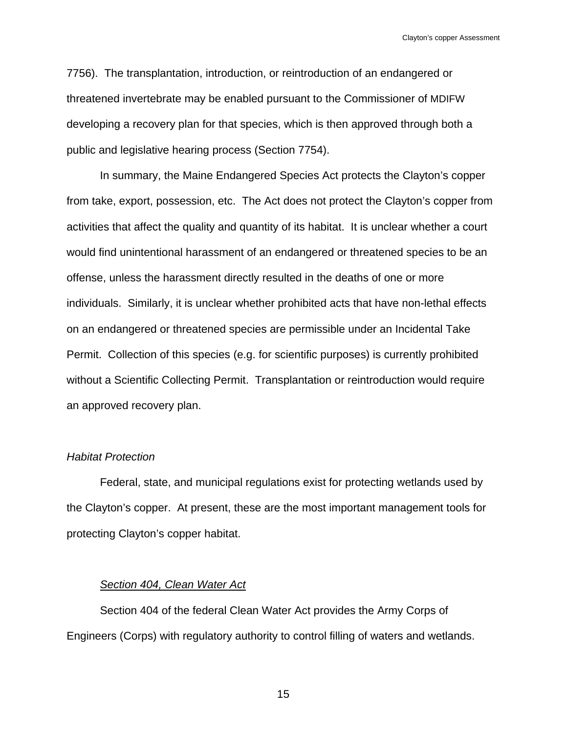7756). The transplantation, introduction, or reintroduction of an endangered or threatened invertebrate may be enabled pursuant to the Commissioner of MDIFW developing a recovery plan for that species, which is then approved through both a public and legislative hearing process (Section 7754).

In summary, the Maine Endangered Species Act protects the Clayton's copper from take, export, possession, etc. The Act does not protect the Clayton's copper from activities that affect the quality and quantity of its habitat. It is unclear whether a court would find unintentional harassment of an endangered or threatened species to be an offense, unless the harassment directly resulted in the deaths of one or more individuals. Similarly, it is unclear whether prohibited acts that have non-lethal effects on an endangered or threatened species are permissible under an Incidental Take Permit. Collection of this species (e.g. for scientific purposes) is currently prohibited without a Scientific Collecting Permit. Transplantation or reintroduction would require an approved recovery plan.

*Habitat Protection*

Federal, state, and municipal regulations exist for protecting wetlands used by the Clayton's copper. At present, these are the most important management tools for protecting Clayton's copper habitat.

*Section 404, Clean Water Act*

Section 404 of the federal Clean Water Act provides the Army Corps of Engineers (Corps) with regulatory authority to control filling of waters and wetlands.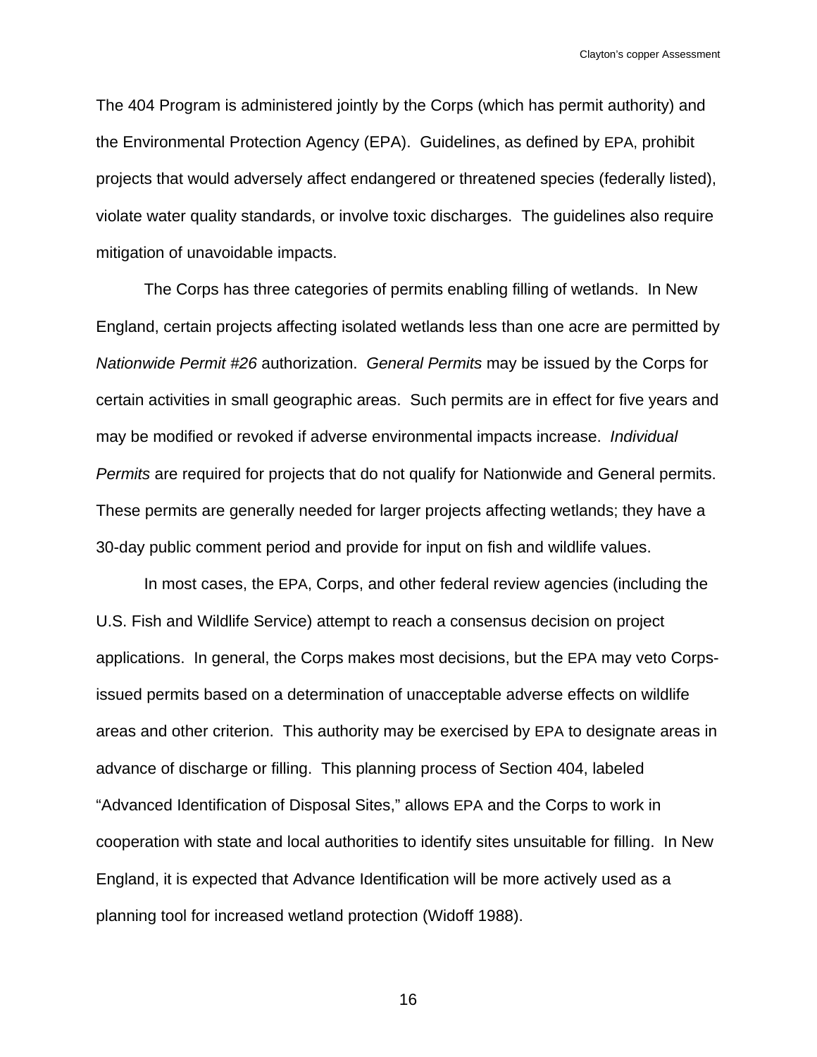The 404 Program is administered jointly by the Corps (which has permit authority) and the Environmental Protection Agency (EPA). Guidelines, as defined by EPA, prohibit projects that would adversely affect endangered or threatened species (federally listed), violate water quality standards, or involve toxic discharges. The guidelines also require mitigation of unavoidable impacts.

The Corps has three categories of permits enabling filling of wetlands. In New England, certain projects affecting isolated wetlands less than one acre are permitted by *Nationwide Permit #26* authorization. *General Permits* may be issued by the Corps for certain activities in small geographic areas. Such permits are in effect for five years and may be modified or revoked if adverse environmental impacts increase. *Individual Permits* are required for projects that do not qualify for Nationwide and General permits. These permits are generally needed for larger projects affecting wetlands; they have a 30-day public comment period and provide for input on fish and wildlife values.

In most cases, the EPA, Corps, and other federal review agencies (including the U.S. Fish and Wildlife Service) attempt to reach a consensus decision on project applications. In general, the Corps makes most decisions, but the EPA may veto Corps-issued permits based on a determination of unacceptable adverse effects on wildlife areas and other criterion. This authority may be exercised by EPA to designate areas in advance of discharge or filling. This planning process of Section 404, labeled "Advanced Identification of Disposal Sites," allows EPA and the Corps to work in cooperation with state and local authorities to identify sites unsuitable for filling. In New England, it is expected that Advance Identification will be more actively used as a planning tool for increased wetland protection (Widoff 1988).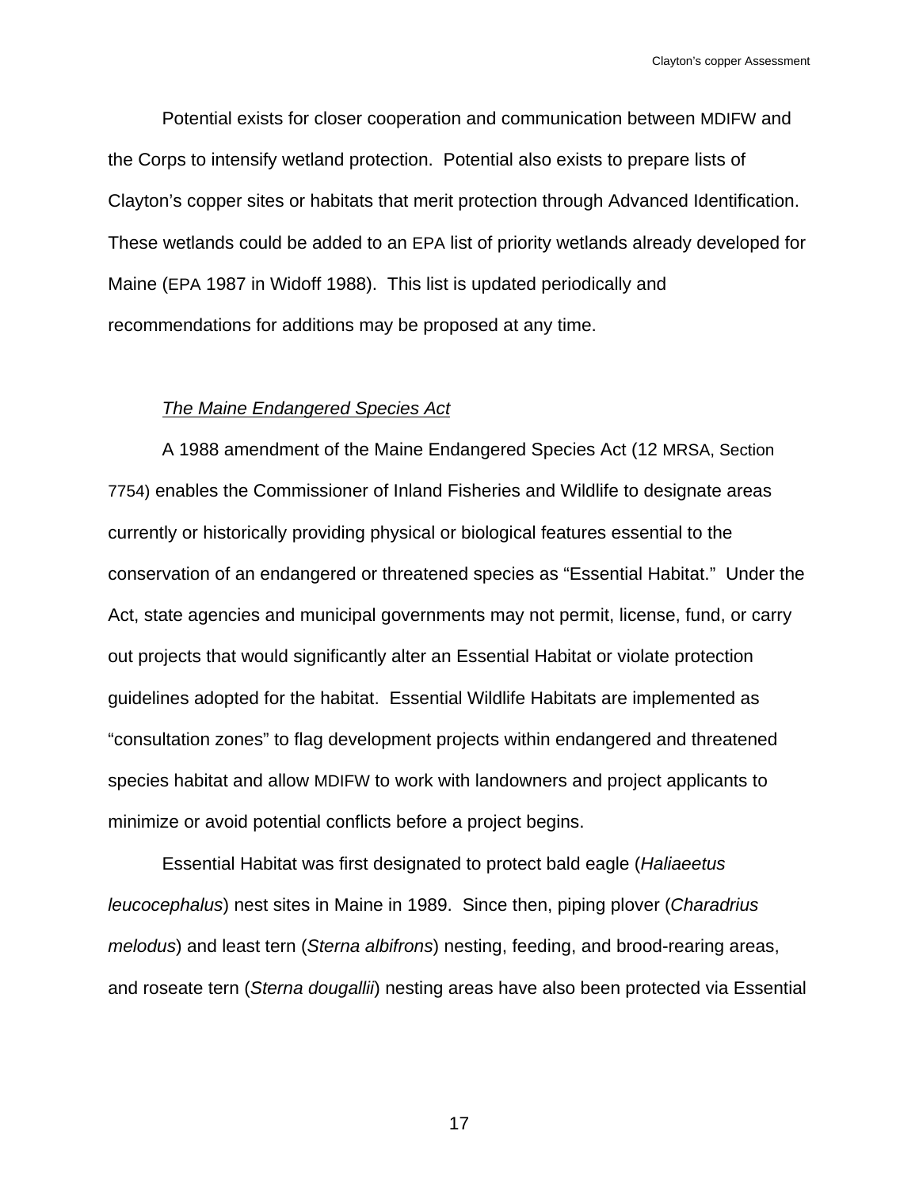Potential exists for closer cooperation and communication between MDIFW and the Corps to intensify wetland protection. Potential also exists to prepare lists of Clayton's copper sites or habitats that merit protection through Advanced Identification. These wetlands could be added to an EPA list of priority wetlands already developed for Maine (EPA 1987 in Widoff 1988). This list is updated periodically and recommendations for additions may be proposed at any time.

*The Maine Endangered Species Act*

A 1988 amendment of the Maine Endangered Species Act (12 MRSA, Section 7754) enables the Commissioner of Inland Fisheries and Wildlife to designate areas currently or historically providing physical or biological features essential to the conservation of an endangered or threatened species as "Essential Habitat." Under the Act, state agencies and municipal governments may not permit, license, fund, or carry out projects that would significantly alter an Essential Habitat or violate protection guidelines adopted for the habitat. Essential Wildlife Habitats are implemented as "consultation zones" to flag development projects within endangered and threatened species habitat and allow MDIFW to work with landowners and project applicants to minimize or avoid potential conflicts before a project begins.

Essential Habitat was first designated to protect bald eagle (*Haliaeetus leucocephalus*) nest sites in Maine in 1989. Since then, piping plover (*Charadrius melodus*) and least tern (*Sterna albifrons*) nesting, feeding, and brood-rearing areas, and roseate tern (*Sterna dougallii*) nesting areas have also been protected via Essential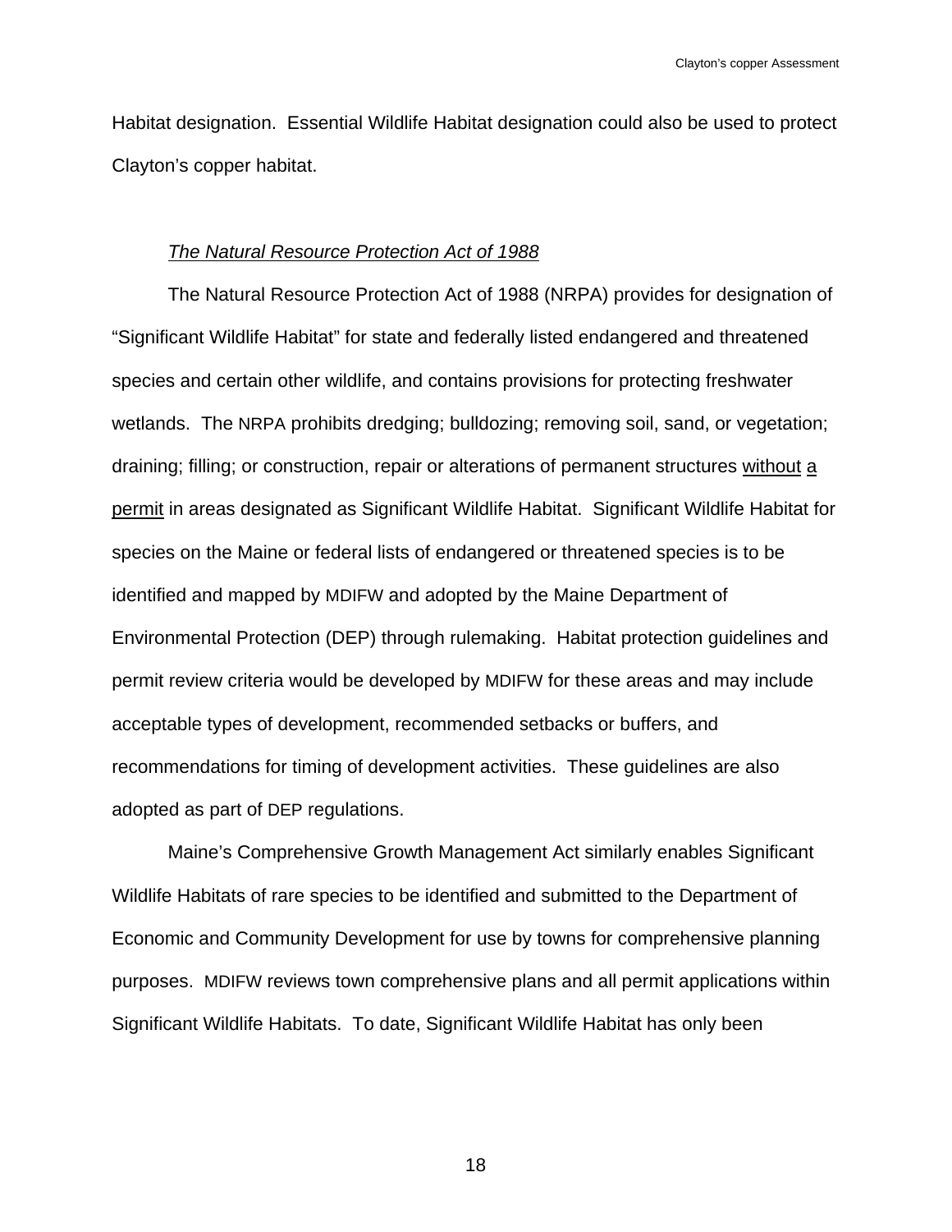Habitat designation. Essential Wildlife Habitat designation could also be used to protect Clayton's copper habitat.

*The Natural Resource Protection Act of 1988*

The Natural Resource Protection Act of 1988 (NRPA) provides for designation of "Significant Wildlife Habitat" for state and federally listed endangered and threatened species and certain other wildlife, and contains provisions for protecting freshwater wetlands. The NRPA prohibits dredging; bulldozing; removing soil, sand, or vegetation; draining; filling; or construction, repair or alterations of permanent structures <u>without a permit</u> in areas designated as Significant Wildlife Habitat. Significant Wildlife Habitat for species on the Maine or federal lists of endangered or threatened species is to be identified and mapped by MDIFW and adopted by the Maine Department of Environmental Protection (DEP) through rulemaking. Habitat protection guidelines and permit review criteria would be developed by MDIFW for these areas and may include acceptable types of development, recommended setbacks or buffers, and recommendations for timing of development activities. These guidelines are also adopted as part of DEP regulations.

Maine's Comprehensive Growth Management Act similarly enables Significant Wildlife Habitats of rare species to be identified and submitted to the Department of Economic and Community Development for use by towns for comprehensive planning purposes. MDIFW reviews town comprehensive plans and all permit applications within Significant Wildlife Habitats. To date, Significant Wildlife Habitat has only been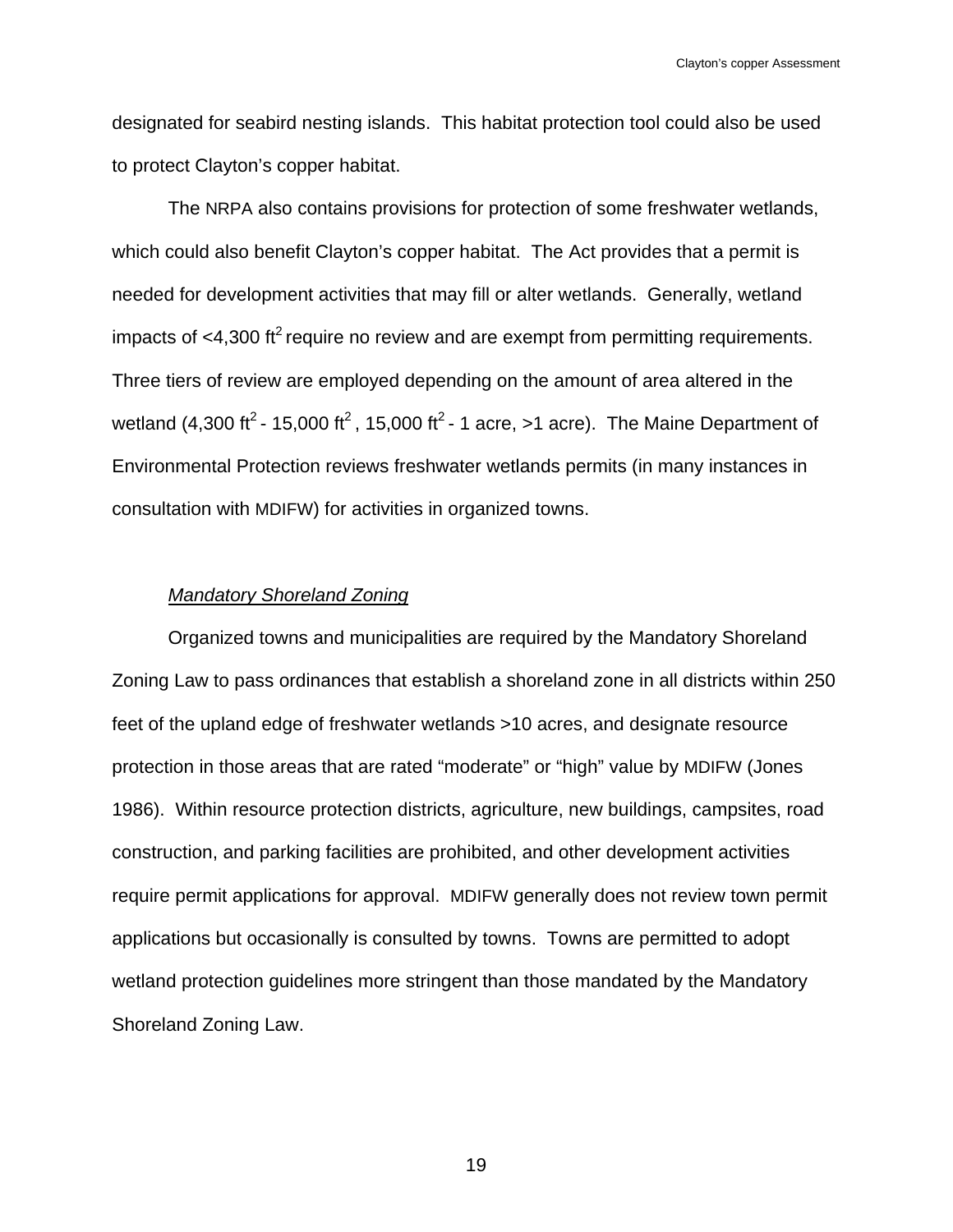designated for seabird nesting islands. This habitat protection tool could also be used to protect Clayton's copper habitat.

The NRPA also contains provisions for protection of some freshwater wetlands, which could also benefit Clayton's copper habitat. The Act provides that a permit is needed for development activities that may fill or alter wetlands. Generally, wetland impacts of <4,300 $ft^2$ require no review and are exempt from permitting requirements. Three tiers of review are employed depending on the amount of area altered in the wetland (4,300 $ft^2$ - 15,000 $ft^2$, 15,000 $ft^2$ - 1 acre, >1 acre). The Maine Department of Environmental Protection reviews freshwater wetlands permits (in many instances in consultation with MDIFW) for activities in organized towns.

*Mandatory Shoreland Zoning*

Organized towns and municipalities are required by the Mandatory Shoreland Zoning Law to pass ordinances that establish a shoreland zone in all districts within 250 feet of the upland edge of freshwater wetlands >10 acres, and designate resource protection in those areas that are rated "moderate" or "high" value by MDIFW (Jones 1986). Within resource protection districts, agriculture, new buildings, campsites, road construction, and parking facilities are prohibited, and other development activities require permit applications for approval. MDIFW generally does not review town permit applications but occasionally is consulted by towns. Towns are permitted to adopt wetland protection guidelines more stringent than those mandated by the Mandatory Shoreland Zoning Law.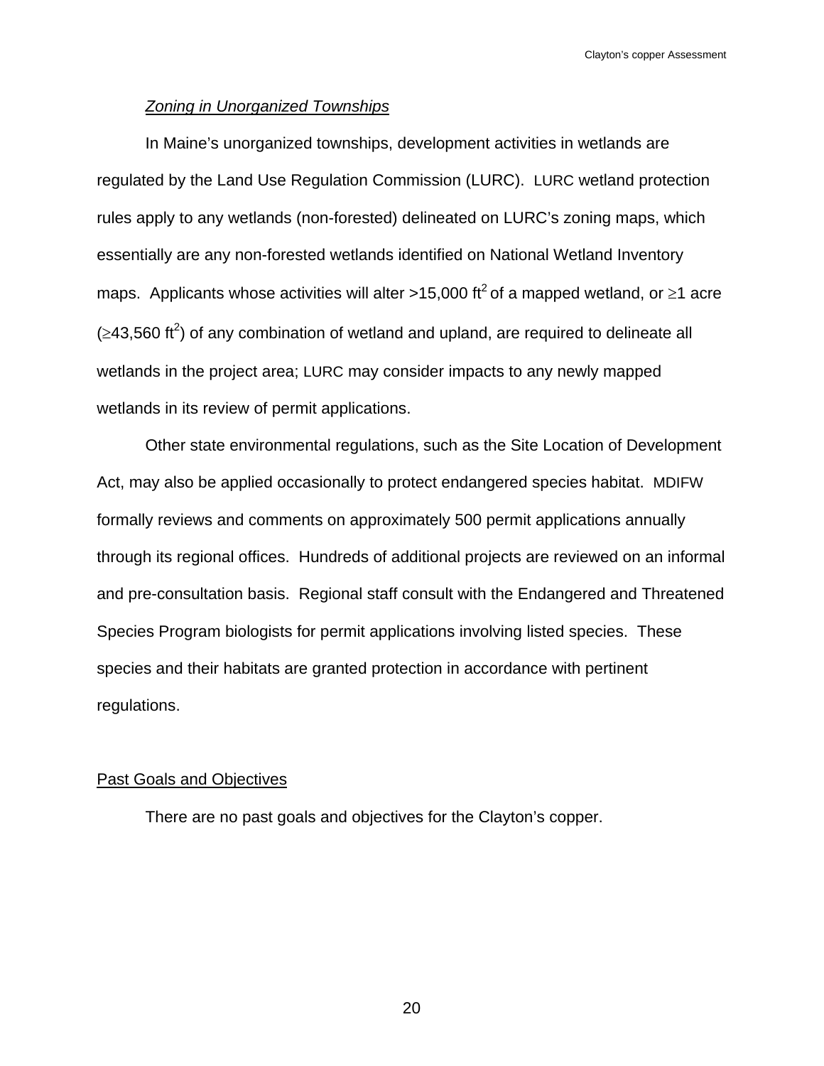*Zoning in Unorganized Townships*

In Maine's unorganized townships, development activities in wetlands are regulated by the Land Use Regulation Commission (LURC). LURC wetland protection rules apply to any wetlands (non-forested) delineated on LURC's zoning maps, which essentially are any non-forested wetlands identified on National Wetland Inventory maps. Applicants whose activities will alter >15,000 $ft^2$ of a mapped wetland, or $\geq$1 acre ($\geq$43,560 $ft^2$) of any combination of wetland and upland, are required to delineate all wetlands in the project area; LURC may consider impacts to any newly mapped wetlands in its review of permit applications.

Other state environmental regulations, such as the Site Location of Development Act, may also be applied occasionally to protect endangered species habitat. MDIFW formally reviews and comments on approximately 500 permit applications annually through its regional offices. Hundreds of additional projects are reviewed on an informal and pre-consultation basis. Regional staff consult with the Endangered and Threatened Species Program biologists for permit applications involving listed species. These species and their habitats are granted protection in accordance with pertinent regulations.

## Past Goals and Objectives

There are no past goals and objectives for the Clayton's copper.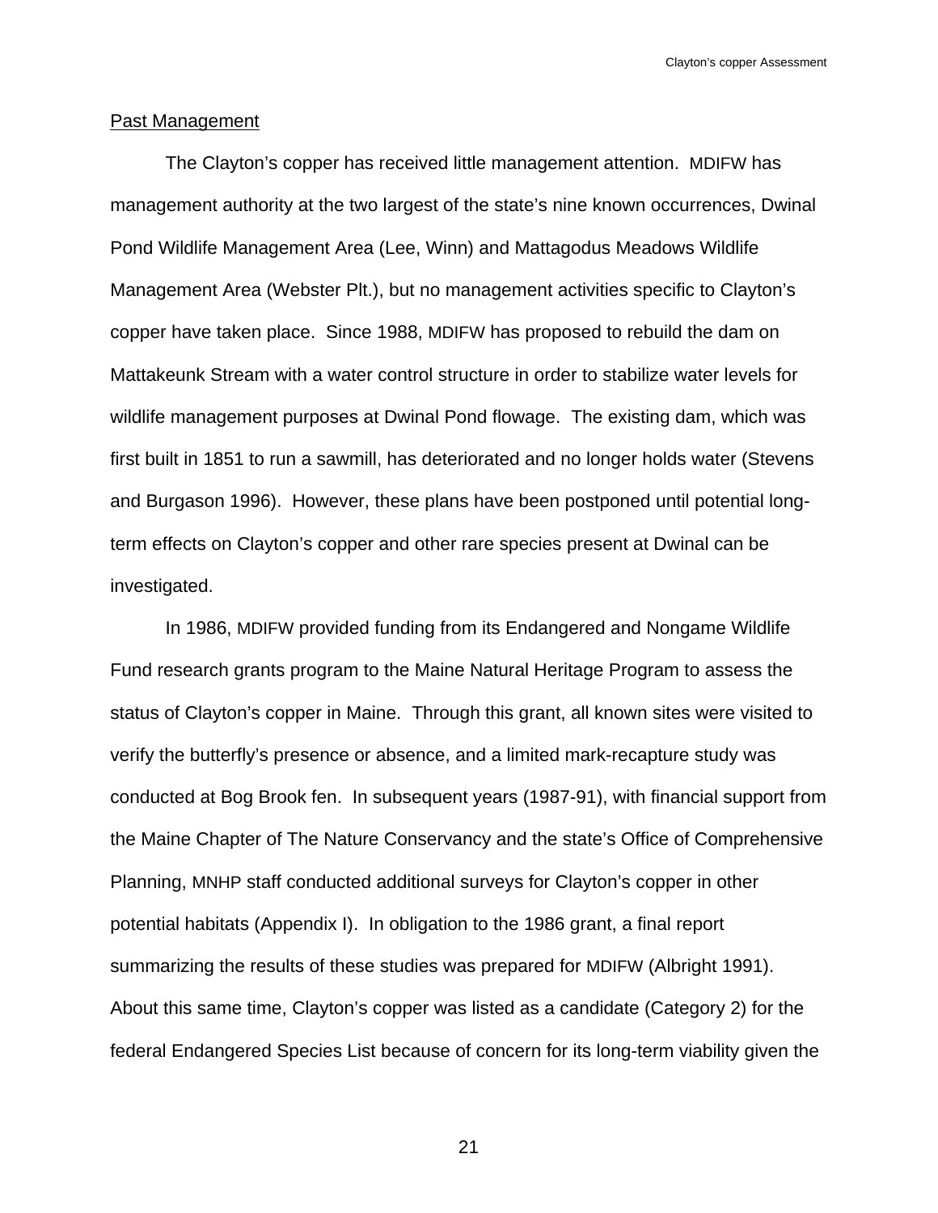Past Management

The Clayton's copper has received little management attention. MDIFW has management authority at the two largest of the state's nine known occurrences, Dwinal Pond Wildlife Management Area (Lee, Winn) and Mattagodus Meadows Wildlife Management Area (Webster Plt.), but no management activities specific to Clayton's copper have taken place. Since 1988, MDIFW has proposed to rebuild the dam on Mattakeunk Stream with a water control structure in order to stabilize water levels for wildlife management purposes at Dwinal Pond flowage. The existing dam, which was first built in 1851 to run a sawmill, has deteriorated and no longer holds water (Stevens and Burgason 1996). However, these plans have been postponed until potential long-term effects on Clayton's copper and other rare species present at Dwinal can be investigated.

In 1986, MDIFW provided funding from its Endangered and Nongame Wildlife Fund research grants program to the Maine Natural Heritage Program to assess the status of Clayton's copper in Maine. Through this grant, all known sites were visited to verify the butterfly's presence or absence, and a limited mark-recapture study was conducted at Bog Brook fen. In subsequent years (1987-91), with financial support from the Maine Chapter of The Nature Conservancy and the state's Office of Comprehensive Planning, MNHP staff conducted additional surveys for Clayton's copper in other potential habitats (Appendix I). In obligation to the 1986 grant, a final report summarizing the results of these studies was prepared for MDIFW (Albright 1991). About this same time, Clayton's copper was listed as a candidate (Category 2) for the federal Endangered Species List because of concern for its long-term viability given the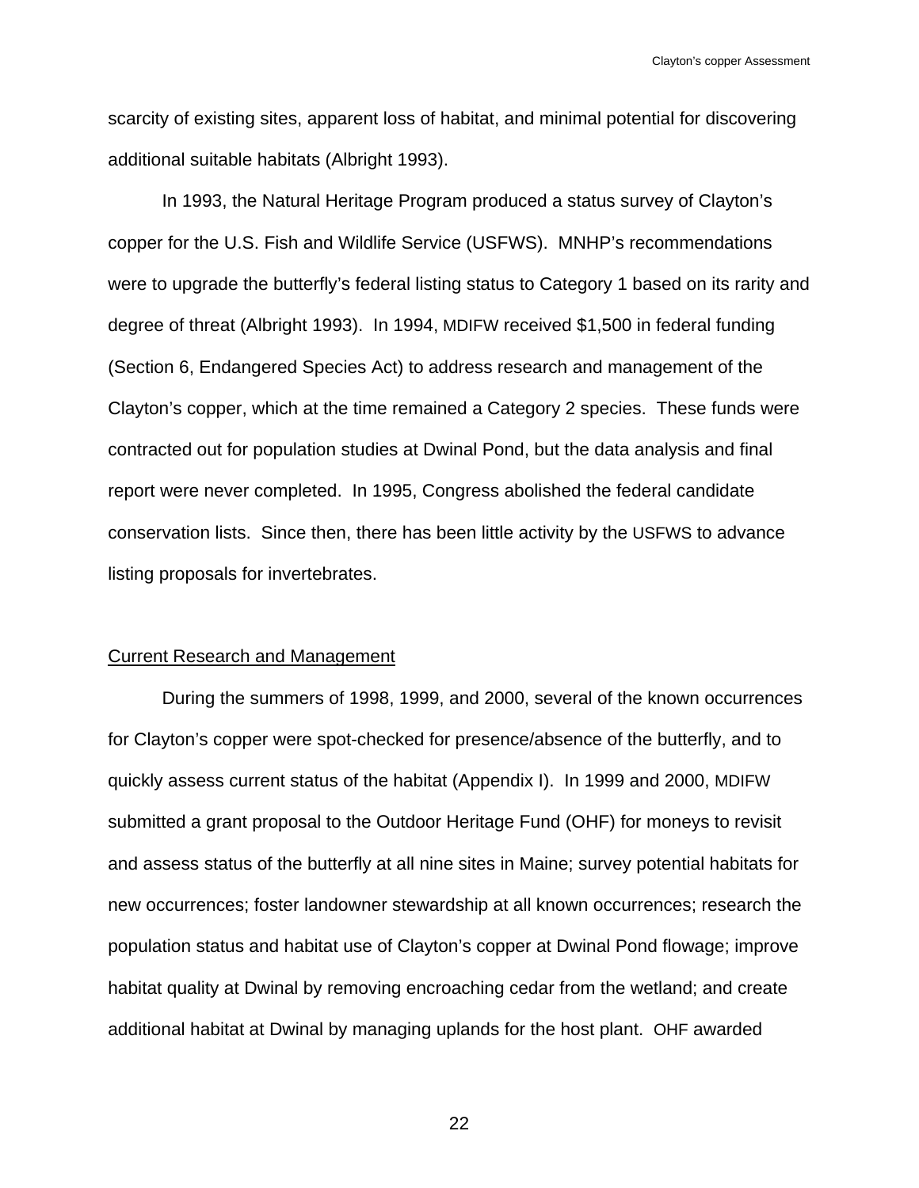scarcity of existing sites, apparent loss of habitat, and minimal potential for discovering additional suitable habitats (Albright 1993).

In 1993, the Natural Heritage Program produced a status survey of Clayton's copper for the U.S. Fish and Wildlife Service (USFWS). MNHP's recommendations were to upgrade the butterfly's federal listing status to Category 1 based on its rarity and degree of threat (Albright 1993). In 1994, MDIFW received $1,500 in federal funding (Section 6, Endangered Species Act) to address research and management of the Clayton's copper, which at the time remained a Category 2 species. These funds were contracted out for population studies at Dwinal Pond, but the data analysis and final report were never completed. In 1995, Congress abolished the federal candidate conservation lists. Since then, there has been little activity by the USFWS to advance listing proposals for invertebrates.

<u>Current Research and Management</u>

During the summers of 1998, 1999, and 2000, several of the known occurrences for Clayton's copper were spot-checked for presence/absence of the butterfly, and to quickly assess current status of the habitat (Appendix I). In 1999 and 2000, MDIFW submitted a grant proposal to the Outdoor Heritage Fund (OHF) for moneys to revisit and assess status of the butterfly at all nine sites in Maine; survey potential habitats for new occurrences; foster landowner stewardship at all known occurrences; research the population status and habitat use of Clayton's copper at Dwinal Pond flowage; improve habitat quality at Dwinal by removing encroaching cedar from the wetland; and create additional habitat at Dwinal by managing uplands for the host plant. OHF awarded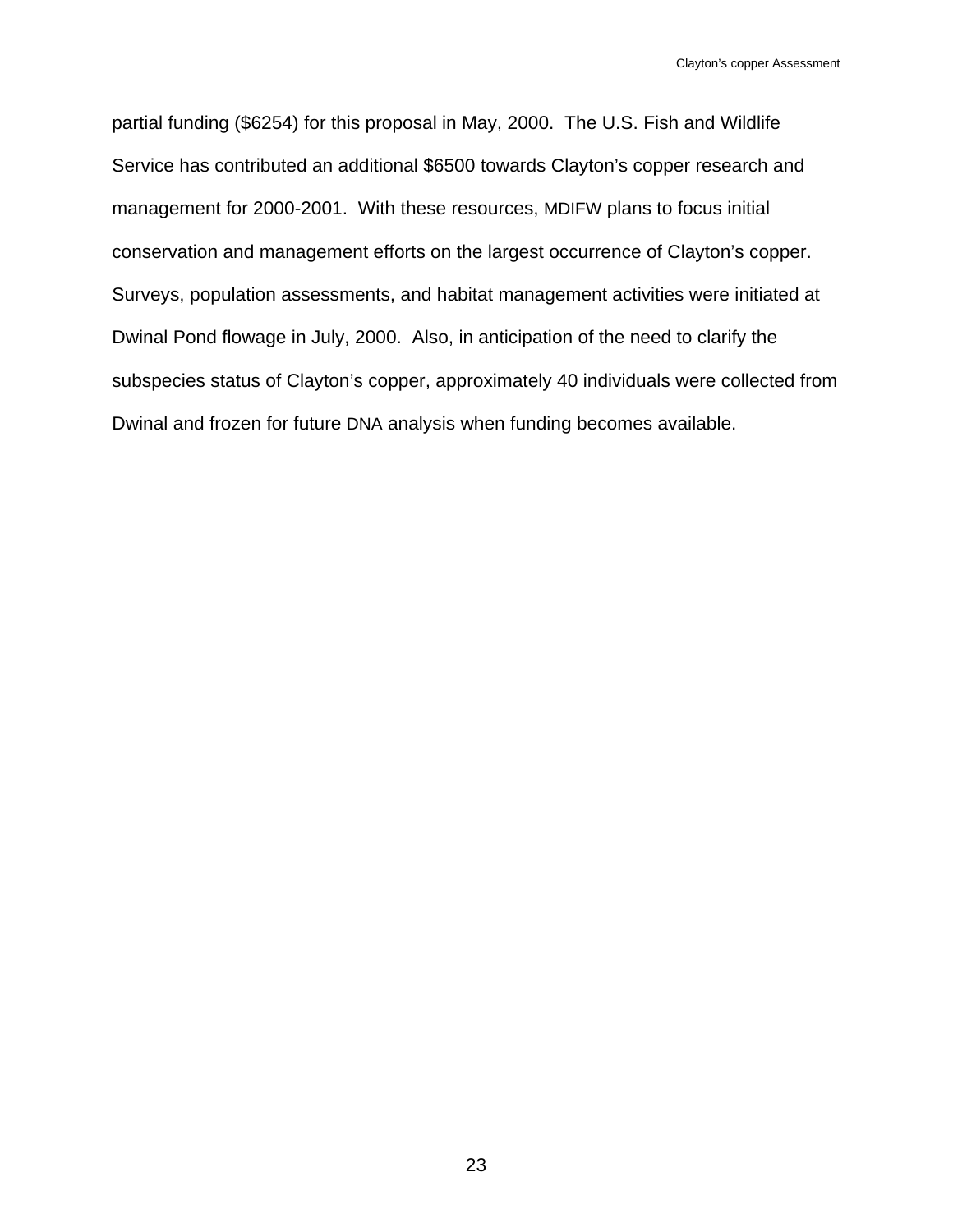partial funding ($6254) for this proposal in May, 2000.  The U.S. Fish and Wildlife Service has contributed an additional $6500 towards Clayton's copper research and management for 2000-2001.  With these resources, MDIFW plans to focus initial conservation and management efforts on the largest occurrence of Clayton's copper. Surveys, population assessments, and habitat management activities were initiated at Dwinal Pond flowage in July, 2000.  Also, in anticipation of the need to clarify the subspecies status of Clayton's copper, approximately 40 individuals were collected from Dwinal and frozen for future DNA analysis when funding becomes available.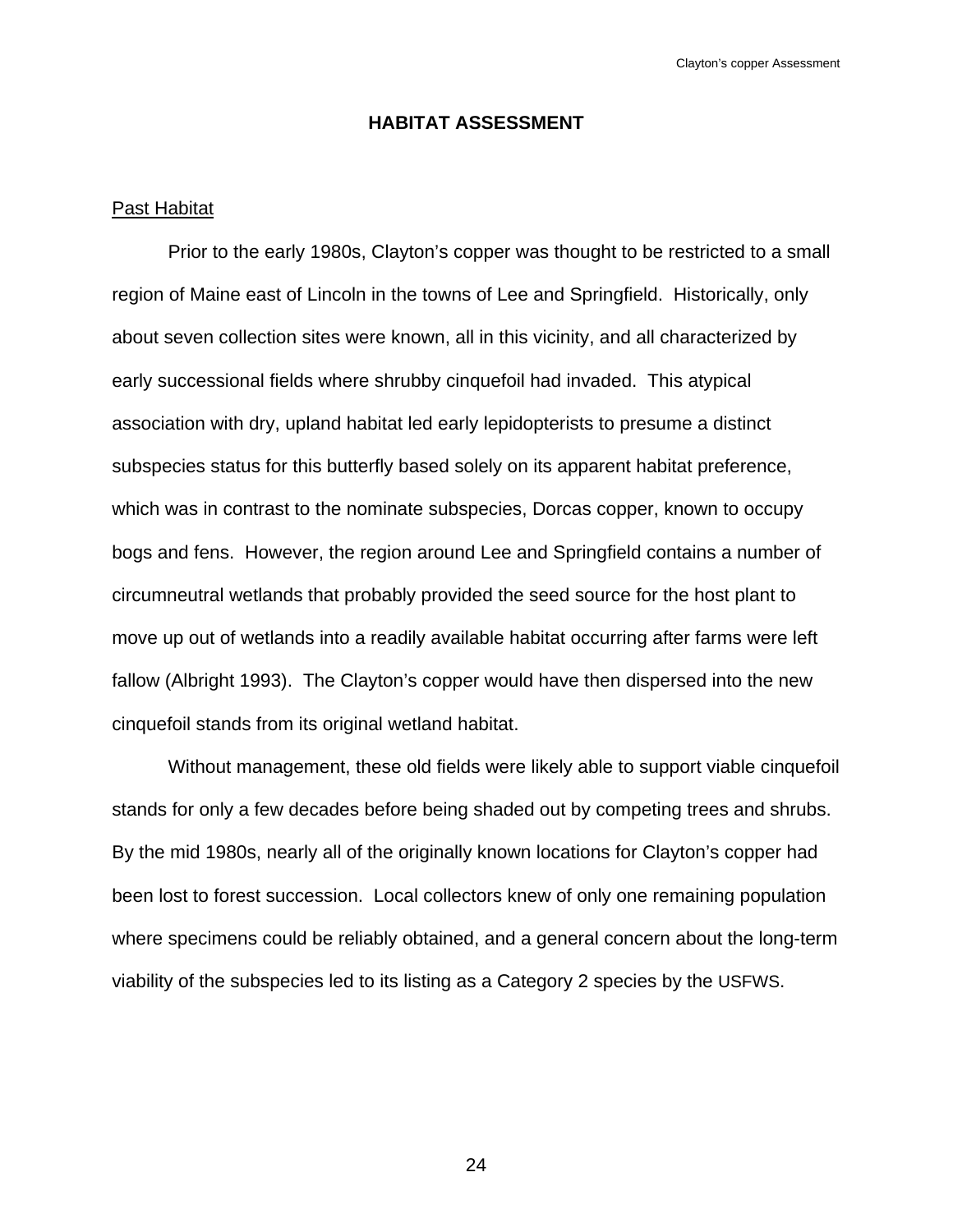## HABITAT ASSESSMENT

### Past Habitat

Prior to the early 1980s, Clayton's copper was thought to be restricted to a small region of Maine east of Lincoln in the towns of Lee and Springfield. Historically, only about seven collection sites were known, all in this vicinity, and all characterized by early successional fields where shrubby cinquefoil had invaded. This atypical association with dry, upland habitat led early lepidopterists to presume a distinct subspecies status for this butterfly based solely on its apparent habitat preference, which was in contrast to the nominate subspecies, Dorcas copper, known to occupy bogs and fens. However, the region around Lee and Springfield contains a number of circumneutral wetlands that probably provided the seed source for the host plant to move up out of wetlands into a readily available habitat occurring after farms were left fallow (Albright 1993). The Clayton's copper would have then dispersed into the new cinquefoil stands from its original wetland habitat.

Without management, these old fields were likely able to support viable cinquefoil stands for only a few decades before being shaded out by competing trees and shrubs. By the mid 1980s, nearly all of the originally known locations for Clayton's copper had been lost to forest succession. Local collectors knew of only one remaining population where specimens could be reliably obtained, and a general concern about the long-term viability of the subspecies led to its listing as a Category 2 species by the USFWS.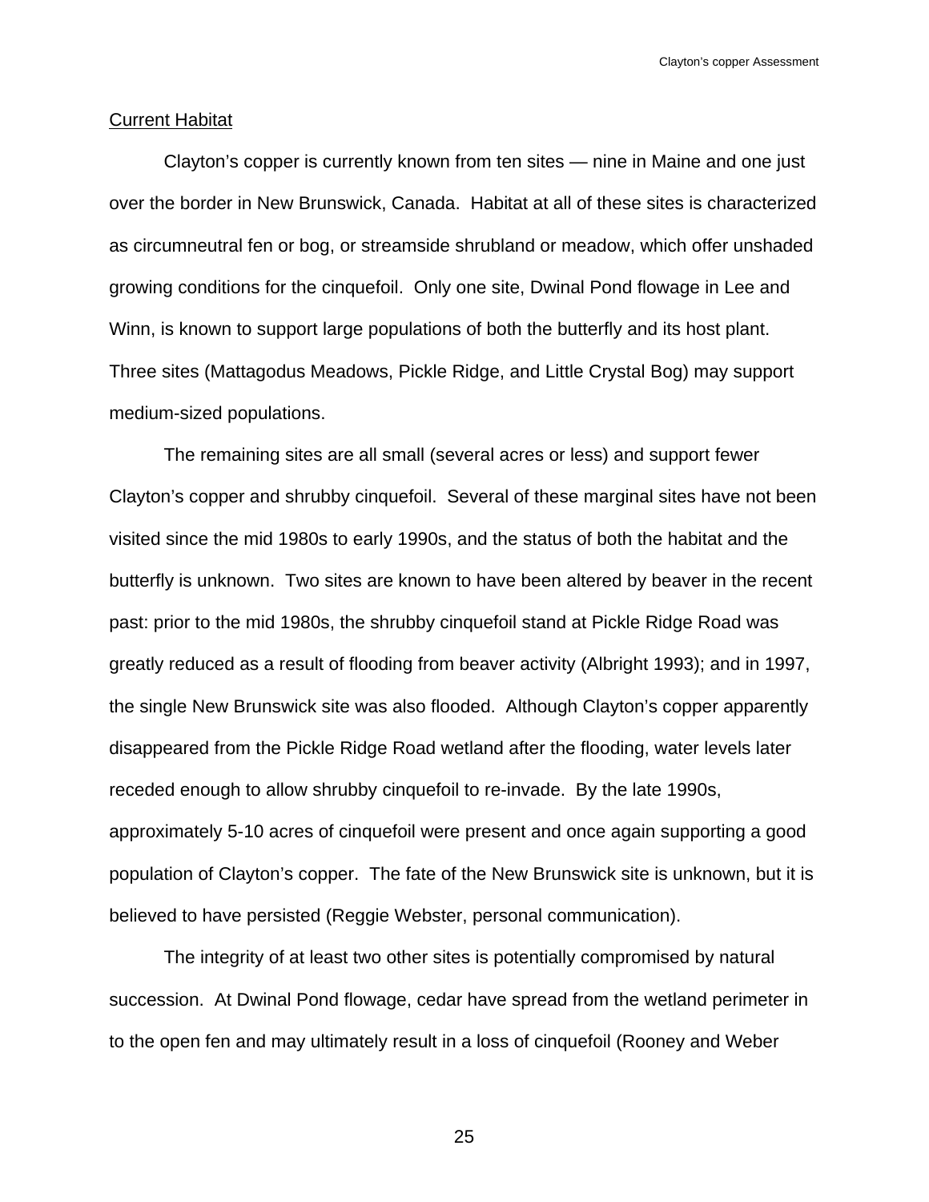Current Habitat

Clayton’s copper is currently known from ten sites — nine in Maine and one just over the border in New Brunswick, Canada. Habitat at all of these sites is characterized as circumneutral fen or bog, or streamside shrubland or meadow, which offer unshaded growing conditions for the cinquefoil. Only one site, Dwinal Pond flowage in Lee and Winn, is known to support large populations of both the butterfly and its host plant. Three sites (Mattagodus Meadows, Pickle Ridge, and Little Crystal Bog) may support medium-sized populations.

The remaining sites are all small (several acres or less) and support fewer Clayton’s copper and shrubby cinquefoil. Several of these marginal sites have not been visited since the mid 1980s to early 1990s, and the status of both the habitat and the butterfly is unknown. Two sites are known to have been altered by beaver in the recent past: prior to the mid 1980s, the shrubby cinquefoil stand at Pickle Ridge Road was greatly reduced as a result of flooding from beaver activity (Albright 1993); and in 1997, the single New Brunswick site was also flooded. Although Clayton’s copper apparently disappeared from the Pickle Ridge Road wetland after the flooding, water levels later receded enough to allow shrubby cinquefoil to re-invade. By the late 1990s, approximately 5-10 acres of cinquefoil were present and once again supporting a good population of Clayton’s copper. The fate of the New Brunswick site is unknown, but it is believed to have persisted (Reggie Webster, personal communication).

The integrity of at least two other sites is potentially compromised by natural succession. At Dwinal Pond flowage, cedar have spread from the wetland perimeter in to the open fen and may ultimately result in a loss of cinquefoil (Rooney and Weber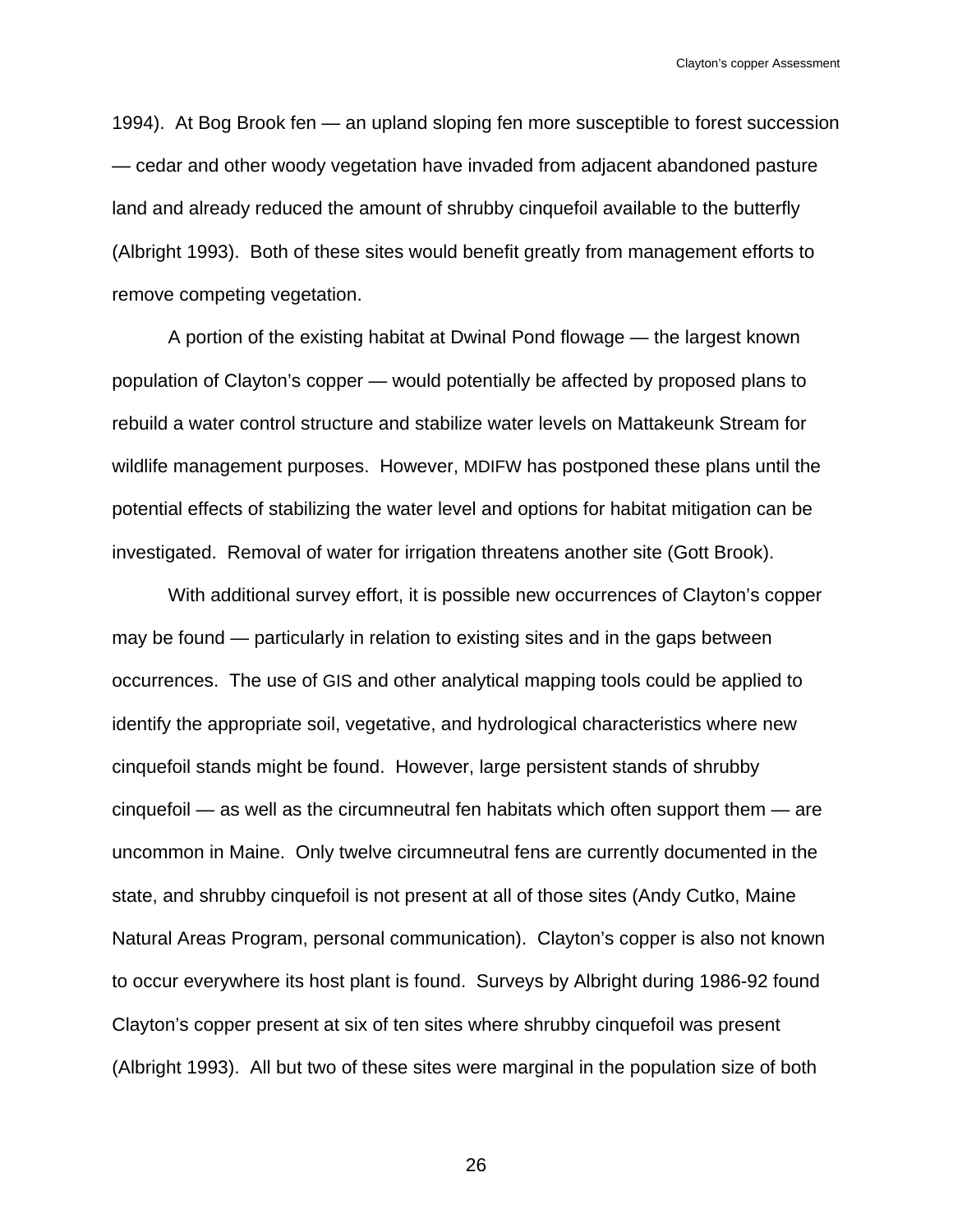1994). At Bog Brook fen — an upland sloping fen more susceptible to forest succession — cedar and other woody vegetation have invaded from adjacent abandoned pasture land and already reduced the amount of shrubby cinquefoil available to the butterfly (Albright 1993). Both of these sites would benefit greatly from management efforts to remove competing vegetation.

A portion of the existing habitat at Dwinal Pond flowage — the largest known population of Clayton's copper — would potentially be affected by proposed plans to rebuild a water control structure and stabilize water levels on Mattakeunk Stream for wildlife management purposes. However, MDIFW has postponed these plans until the potential effects of stabilizing the water level and options for habitat mitigation can be investigated. Removal of water for irrigation threatens another site (Gott Brook).

With additional survey effort, it is possible new occurrences of Clayton's copper may be found — particularly in relation to existing sites and in the gaps between occurrences. The use of GIS and other analytical mapping tools could be applied to identify the appropriate soil, vegetative, and hydrological characteristics where new cinquefoil stands might be found. However, large persistent stands of shrubby cinquefoil — as well as the circumneutral fen habitats which often support them — are uncommon in Maine. Only twelve circumneutral fens are currently documented in the state, and shrubby cinquefoil is not present at all of those sites (Andy Cutko, Maine Natural Areas Program, personal communication). Clayton's copper is also not known to occur everywhere its host plant is found. Surveys by Albright during 1986-92 found Clayton's copper present at six of ten sites where shrubby cinquefoil was present (Albright 1993). All but two of these sites were marginal in the population size of both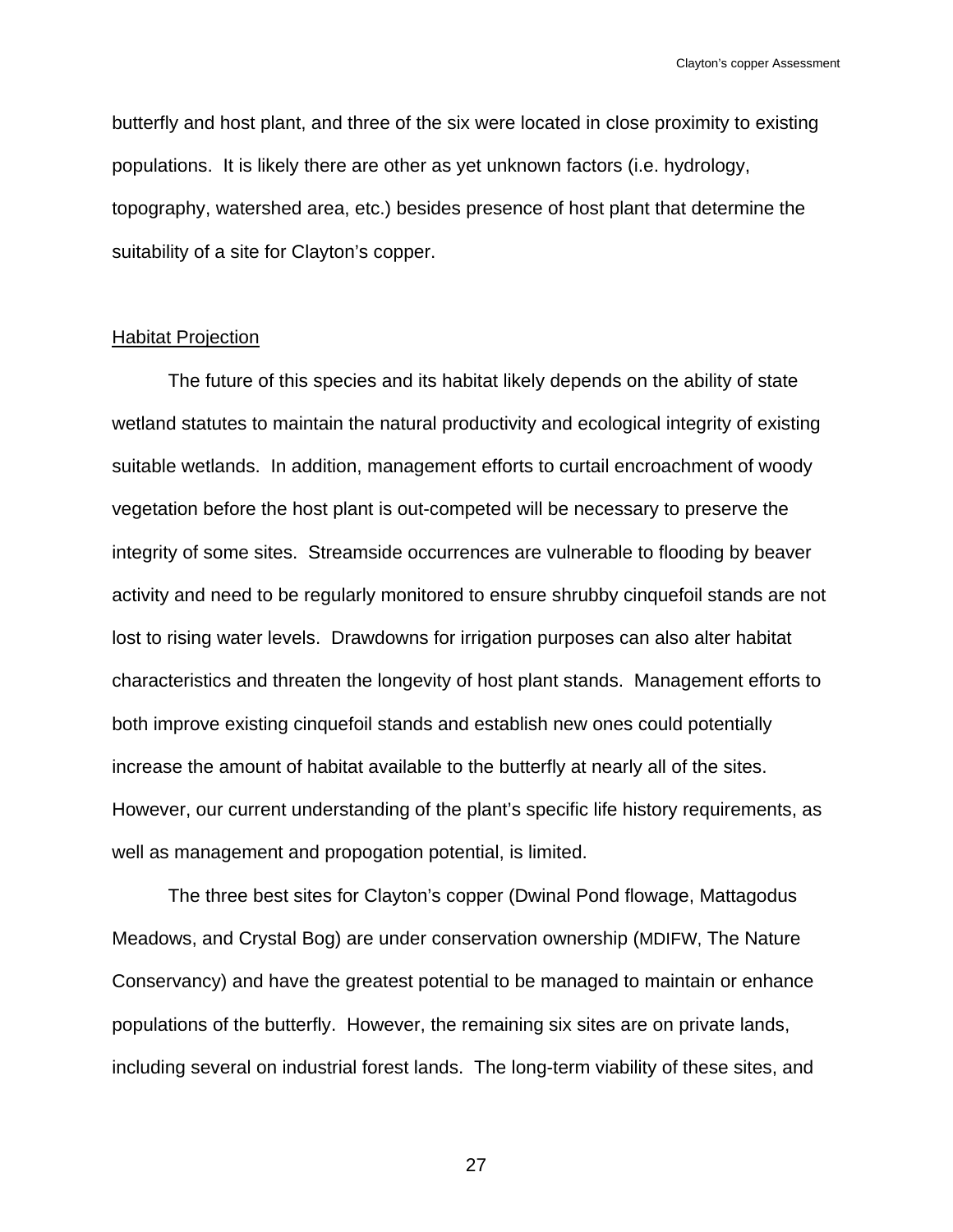butterfly and host plant, and three of the six were located in close proximity to existing populations. It is likely there are other as yet unknown factors (i.e. hydrology, topography, watershed area, etc.) besides presence of host plant that determine the suitability of a site for Clayton's copper.

Habitat Projection

The future of this species and its habitat likely depends on the ability of state wetland statutes to maintain the natural productivity and ecological integrity of existing suitable wetlands. In addition, management efforts to curtail encroachment of woody vegetation before the host plant is out-competed will be necessary to preserve the integrity of some sites. Streamside occurrences are vulnerable to flooding by beaver activity and need to be regularly monitored to ensure shrubby cinquefoil stands are not lost to rising water levels. Drawdowns for irrigation purposes can also alter habitat characteristics and threaten the longevity of host plant stands. Management efforts to both improve existing cinquefoil stands and establish new ones could potentially increase the amount of habitat available to the butterfly at nearly all of the sites. However, our current understanding of the plant's specific life history requirements, as well as management and propogation potential, is limited.

The three best sites for Clayton's copper (Dwinal Pond flowage, Mattagodus Meadows, and Crystal Bog) are under conservation ownership (MDIFW, The Nature Conservancy) and have the greatest potential to be managed to maintain or enhance populations of the butterfly. However, the remaining six sites are on private lands, including several on industrial forest lands. The long-term viability of these sites, and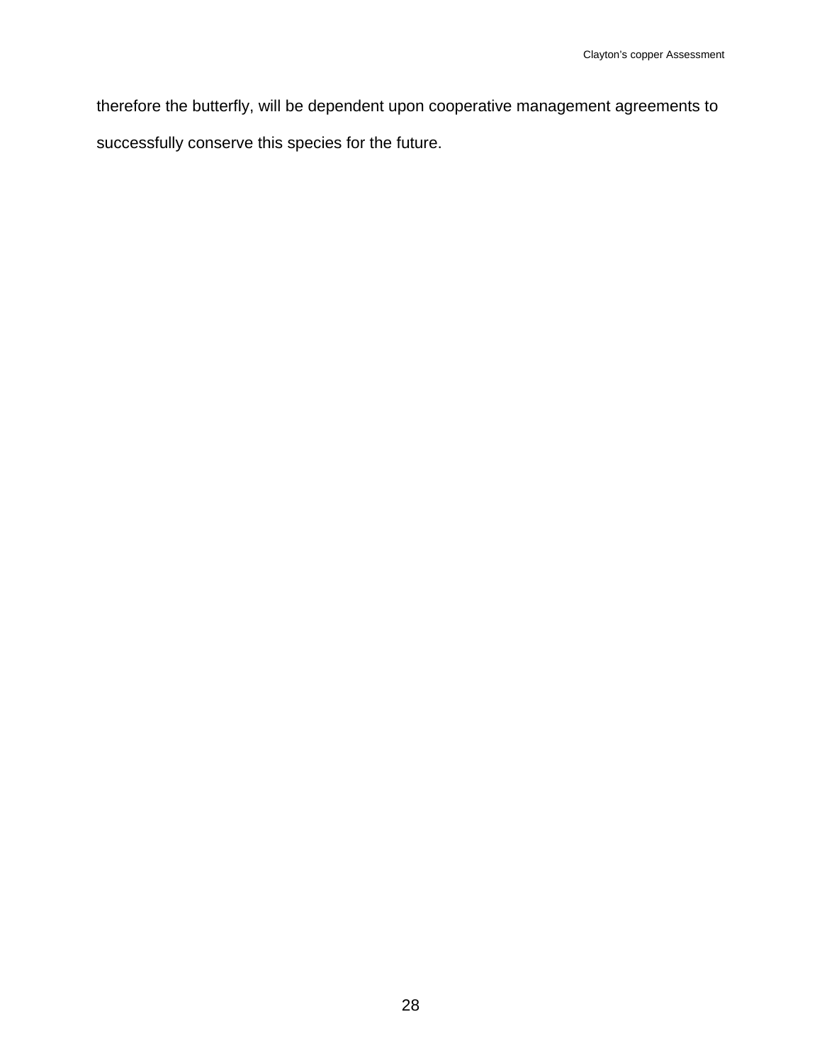therefore the butterfly, will be dependent upon cooperative management agreements to successfully conserve this species for the future.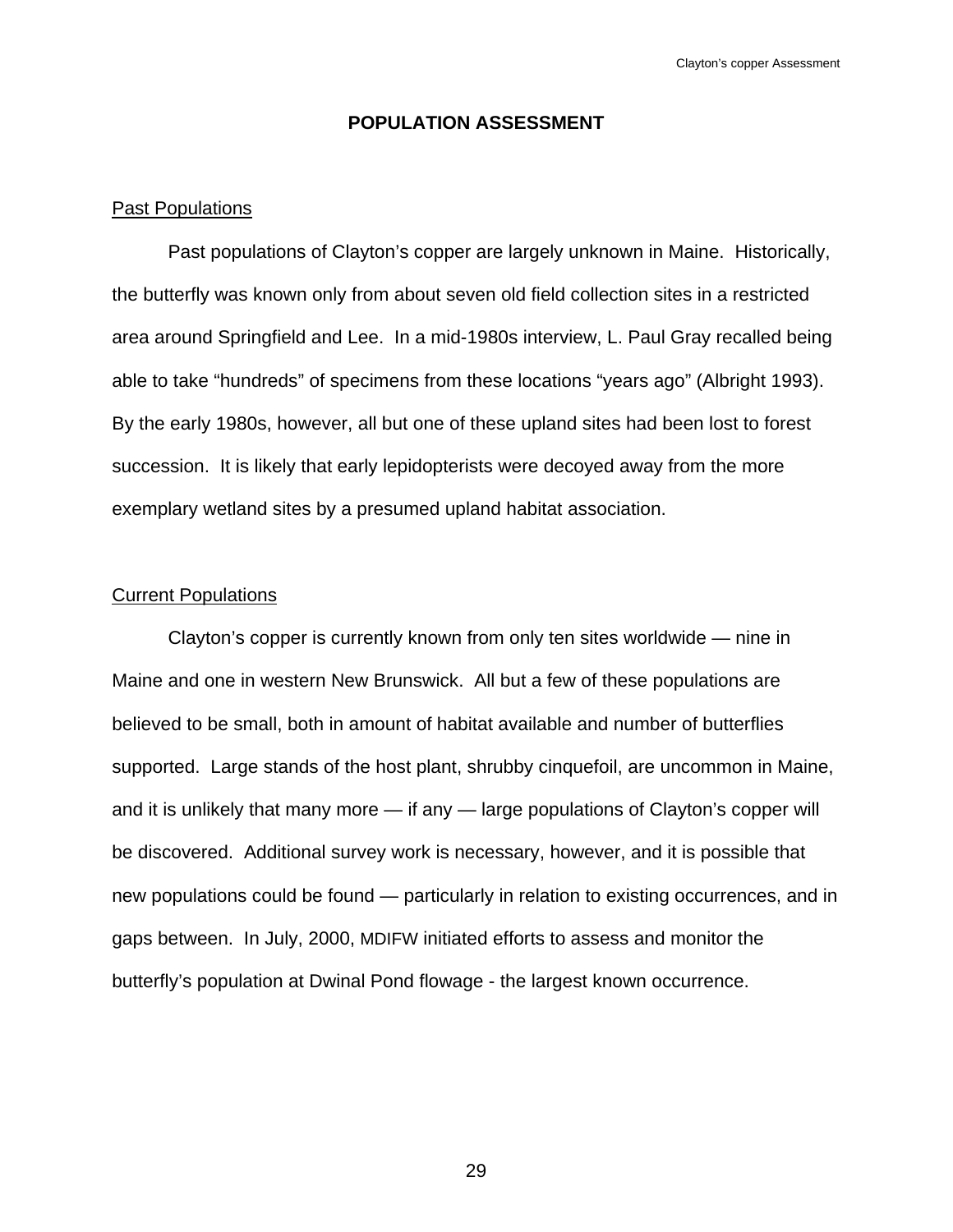## POPULATION ASSESSMENT

### Past Populations

Past populations of Clayton's copper are largely unknown in Maine. Historically, the butterfly was known only from about seven old field collection sites in a restricted area around Springfield and Lee. In a mid-1980s interview, L. Paul Gray recalled being able to take "hundreds" of specimens from these locations "years ago" (Albright 1993). By the early 1980s, however, all but one of these upland sites had been lost to forest succession. It is likely that early lepidopterists were decoyed away from the more exemplary wetland sites by a presumed upland habitat association.

### Current Populations

Clayton's copper is currently known from only ten sites worldwide — nine in Maine and one in western New Brunswick. All but a few of these populations are believed to be small, both in amount of habitat available and number of butterflies supported. Large stands of the host plant, shrubby cinquefoil, are uncommon in Maine, and it is unlikely that many more — if any — large populations of Clayton's copper will be discovered. Additional survey work is necessary, however, and it is possible that new populations could be found — particularly in relation to existing occurrences, and in gaps between. In July, 2000, MDIFW initiated efforts to assess and monitor the butterfly's population at Dwinal Pond flowage - the largest known occurrence.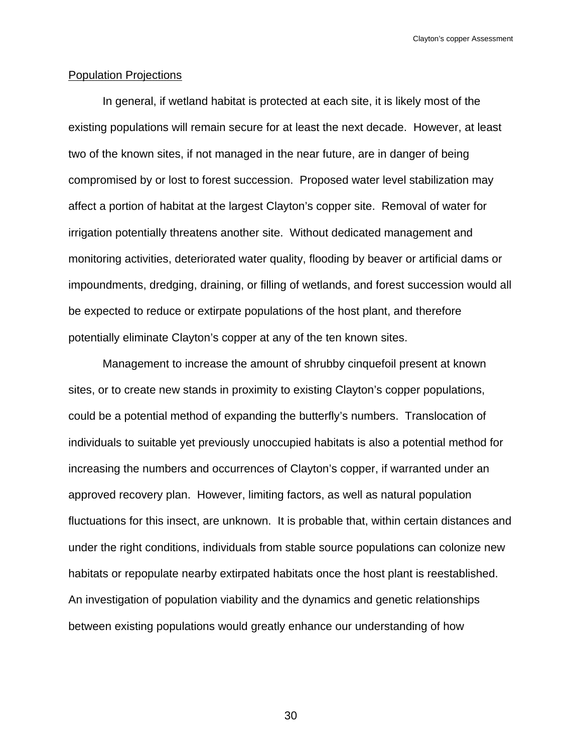## Population Projections

In general, if wetland habitat is protected at each site, it is likely most of the existing populations will remain secure for at least the next decade. However, at least two of the known sites, if not managed in the near future, are in danger of being compromised by or lost to forest succession. Proposed water level stabilization may affect a portion of habitat at the largest Clayton's copper site. Removal of water for irrigation potentially threatens another site. Without dedicated management and monitoring activities, deteriorated water quality, flooding by beaver or artificial dams or impoundments, dredging, draining, or filling of wetlands, and forest succession would all be expected to reduce or extirpate populations of the host plant, and therefore potentially eliminate Clayton's copper at any of the ten known sites.

Management to increase the amount of shrubby cinquefoil present at known sites, or to create new stands in proximity to existing Clayton's copper populations, could be a potential method of expanding the butterfly's numbers. Translocation of individuals to suitable yet previously unoccupied habitats is also a potential method for increasing the numbers and occurrences of Clayton's copper, if warranted under an approved recovery plan. However, limiting factors, as well as natural population fluctuations for this insect, are unknown. It is probable that, within certain distances and under the right conditions, individuals from stable source populations can colonize new habitats or repopulate nearby extirpated habitats once the host plant is reestablished. An investigation of population viability and the dynamics and genetic relationships between existing populations would greatly enhance our understanding of how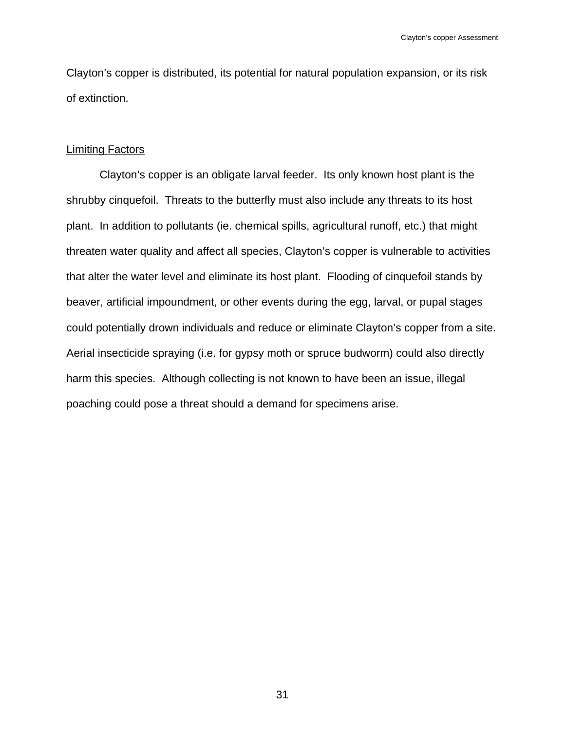Clayton's copper is distributed, its potential for natural population expansion, or its risk of extinction.

## Limiting Factors

Clayton's copper is an obligate larval feeder. Its only known host plant is the shrubby cinquefoil. Threats to the butterfly must also include any threats to its host plant. In addition to pollutants (ie. chemical spills, agricultural runoff, etc.) that might threaten water quality and affect all species, Clayton's copper is vulnerable to activities that alter the water level and eliminate its host plant. Flooding of cinquefoil stands by beaver, artificial impoundment, or other events during the egg, larval, or pupal stages could potentially drown individuals and reduce or eliminate Clayton's copper from a site. Aerial insecticide spraying (i.e. for gypsy moth or spruce budworm) could also directly harm this species. Although collecting is not known to have been an issue, illegal poaching could pose a threat should a demand for specimens arise.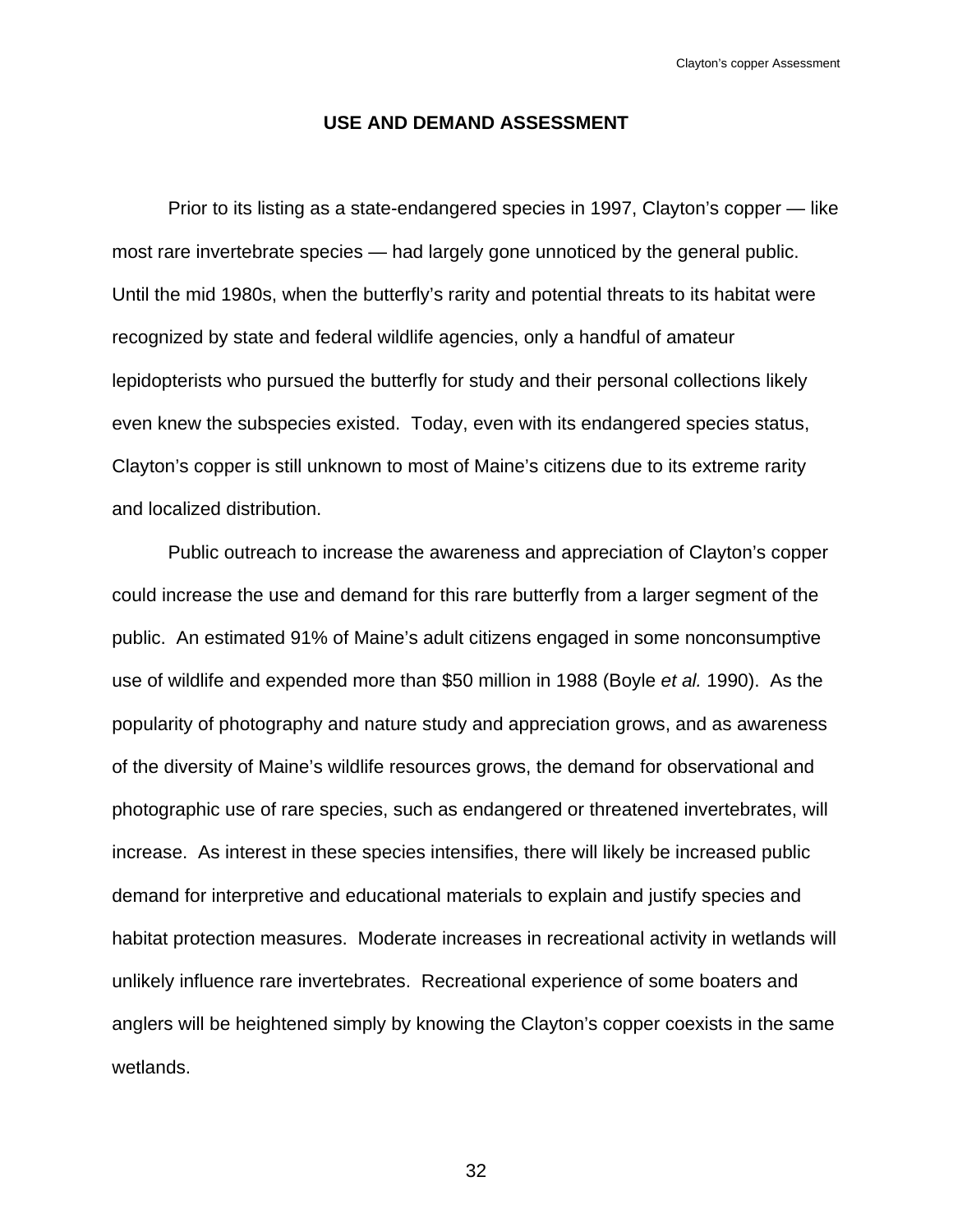## USE AND DEMAND ASSESSMENT

Prior to its listing as a state-endangered species in 1997, Clayton's copper — like most rare invertebrate species — had largely gone unnoticed by the general public. Until the mid 1980s, when the butterfly's rarity and potential threats to its habitat were recognized by state and federal wildlife agencies, only a handful of amateur lepidopterists who pursued the butterfly for study and their personal collections likely even knew the subspecies existed. Today, even with its endangered species status, Clayton's copper is still unknown to most of Maine's citizens due to its extreme rarity and localized distribution.

Public outreach to increase the awareness and appreciation of Clayton's copper could increase the use and demand for this rare butterfly from a larger segment of the public. An estimated 91% of Maine's adult citizens engaged in some nonconsumptive use of wildlife and expended more than $50 million in 1988 (Boyle *et al.* 1990). As the popularity of photography and nature study and appreciation grows, and as awareness of the diversity of Maine's wildlife resources grows, the demand for observational and photographic use of rare species, such as endangered or threatened invertebrates, will increase. As interest in these species intensifies, there will likely be increased public demand for interpretive and educational materials to explain and justify species and habitat protection measures. Moderate increases in recreational activity in wetlands will unlikely influence rare invertebrates. Recreational experience of some boaters and anglers will be heightened simply by knowing the Clayton's copper coexists in the same wetlands.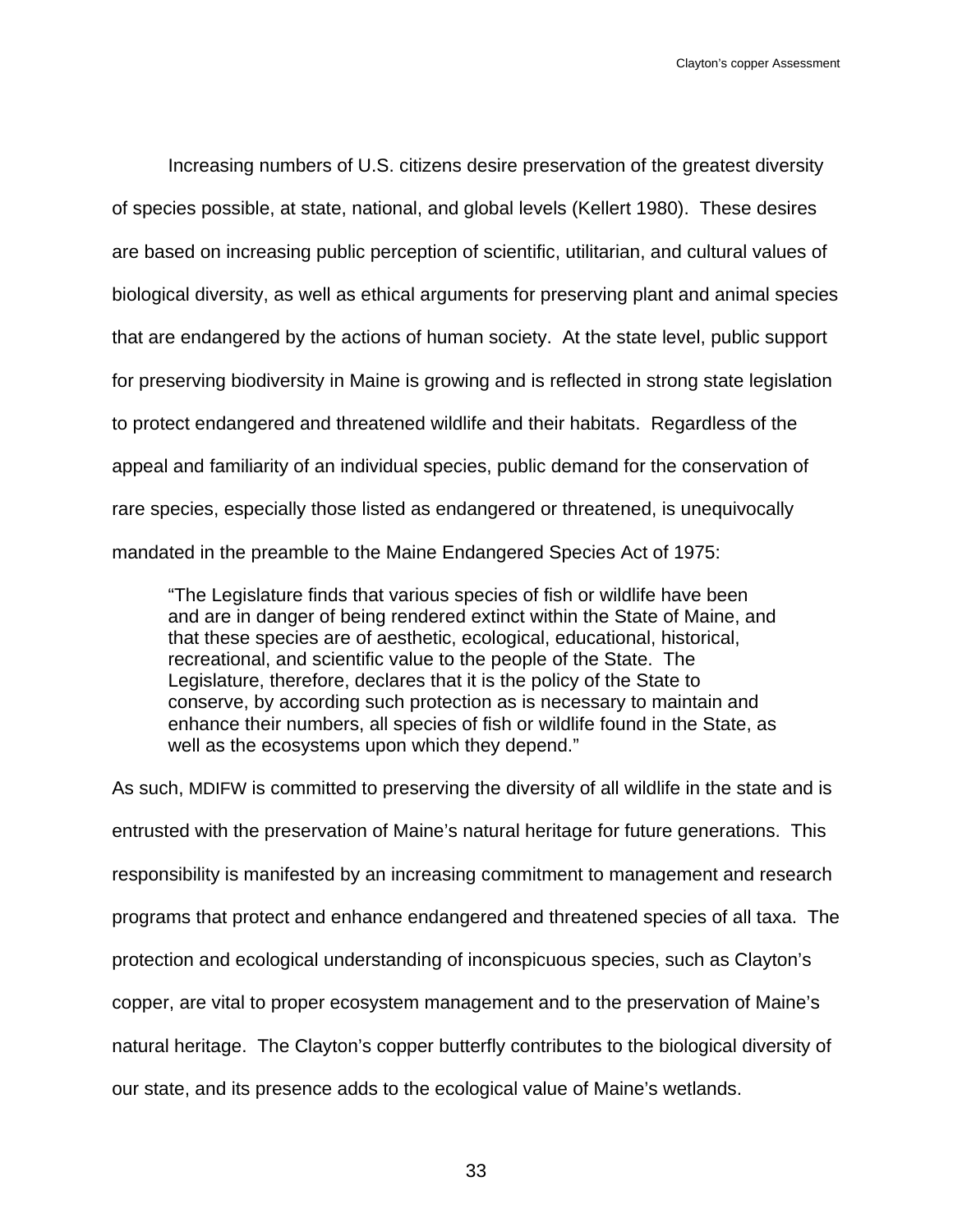Increasing numbers of U.S. citizens desire preservation of the greatest diversity of species possible, at state, national, and global levels (Kellert 1980). These desires are based on increasing public perception of scientific, utilitarian, and cultural values of biological diversity, as well as ethical arguments for preserving plant and animal species that are endangered by the actions of human society. At the state level, public support for preserving biodiversity in Maine is growing and is reflected in strong state legislation to protect endangered and threatened wildlife and their habitats. Regardless of the appeal and familiarity of an individual species, public demand for the conservation of rare species, especially those listed as endangered or threatened, is unequivocally mandated in the preamble to the Maine Endangered Species Act of 1975:

> "The Legislature finds that various species of fish or wildlife have been and are in danger of being rendered extinct within the State of Maine, and that these species are of aesthetic, ecological, educational, historical, recreational, and scientific value to the people of the State. The Legislature, therefore, declares that it is the policy of the State to conserve, by according such protection as is necessary to maintain and enhance their numbers, all species of fish or wildlife found in the State, as well as the ecosystems upon which they depend."

As such, MDIFW is committed to preserving the diversity of all wildlife in the state and is entrusted with the preservation of Maine's natural heritage for future generations. This responsibility is manifested by an increasing commitment to management and research programs that protect and enhance endangered and threatened species of all taxa. The protection and ecological understanding of inconspicuous species, such as Clayton's copper, are vital to proper ecosystem management and to the preservation of Maine's natural heritage. The Clayton's copper butterfly contributes to the biological diversity of our state, and its presence adds to the ecological value of Maine's wetlands.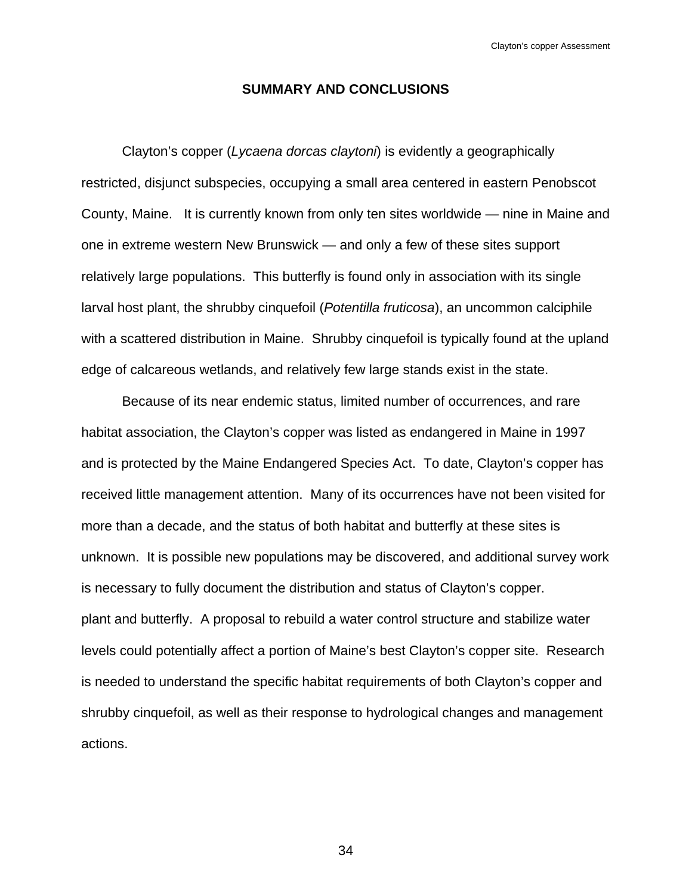## SUMMARY AND CONCLUSIONS

Clayton's copper (*Lycaena dorcas claytoni*) is evidently a geographically restricted, disjunct subspecies, occupying a small area centered in eastern Penobscot County, Maine. It is currently known from only ten sites worldwide — nine in Maine and one in extreme western New Brunswick — and only a few of these sites support relatively large populations. This butterfly is found only in association with its single larval host plant, the shrubby cinquefoil (*Potentilla fruticosa*), an uncommon calciphile with a scattered distribution in Maine. Shrubby cinquefoil is typically found at the upland edge of calcareous wetlands, and relatively few large stands exist in the state.

Because of its near endemic status, limited number of occurrences, and rare habitat association, the Clayton's copper was listed as endangered in Maine in 1997 and is protected by the Maine Endangered Species Act. To date, Clayton's copper has received little management attention. Many of its occurrences have not been visited for more than a decade, and the status of both habitat and butterfly at these sites is unknown. It is possible new populations may be discovered, and additional survey work is necessary to fully document the distribution and status of Clayton's copper.
plant and butterfly. A proposal to rebuild a water control structure and stabilize water levels could potentially affect a portion of Maine's best Clayton's copper site. Research is needed to understand the specific habitat requirements of both Clayton's copper and shrubby cinquefoil, as well as their response to hydrological changes and management actions.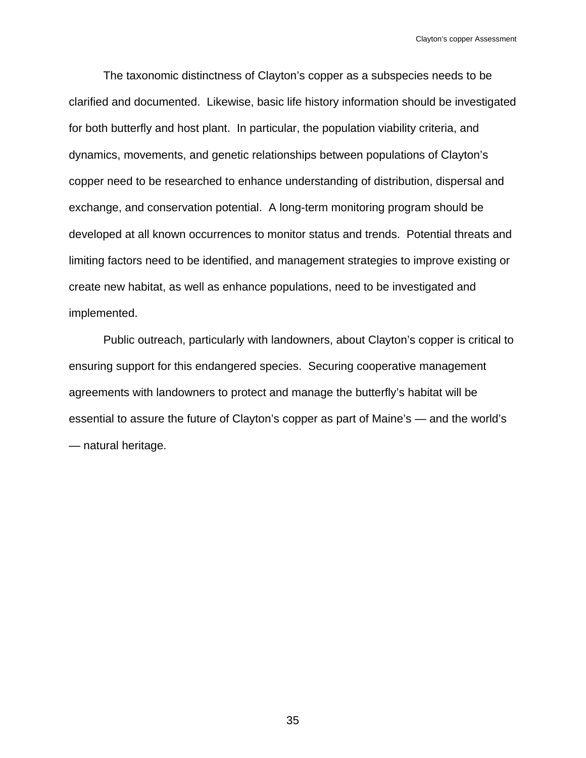The taxonomic distinctness of Clayton's copper as a subspecies needs to be clarified and documented. Likewise, basic life history information should be investigated for both butterfly and host plant. In particular, the population viability criteria, and dynamics, movements, and genetic relationships between populations of Clayton's copper need to be researched to enhance understanding of distribution, dispersal and exchange, and conservation potential. A long-term monitoring program should be developed at all known occurrences to monitor status and trends. Potential threats and limiting factors need to be identified, and management strategies to improve existing or create new habitat, as well as enhance populations, need to be investigated and implemented.

Public outreach, particularly with landowners, about Clayton's copper is critical to ensuring support for this endangered species. Securing cooperative management agreements with landowners to protect and manage the butterfly's habitat will be essential to assure the future of Clayton's copper as part of Maine's — and the world's — natural heritage.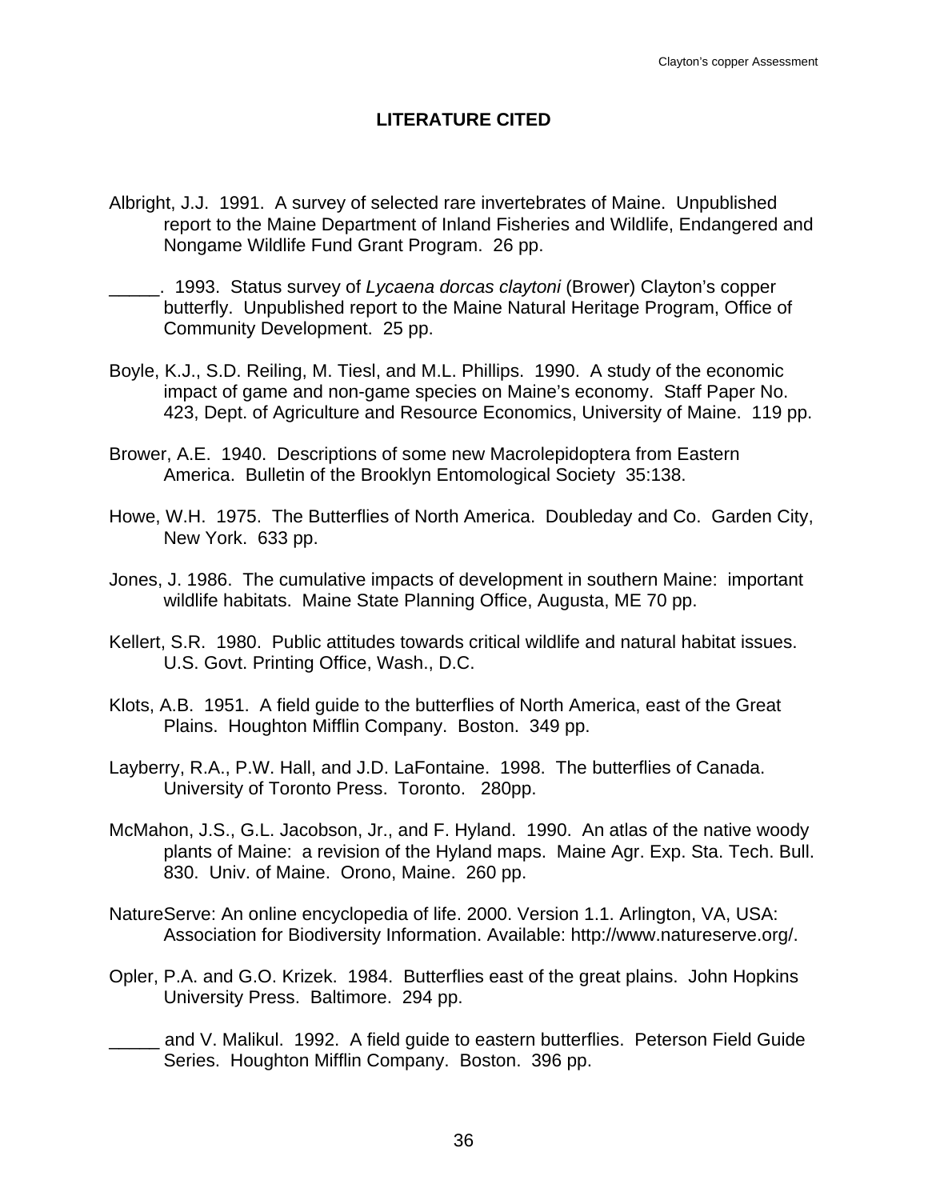# LITERATURE CITED

Albright, J.J. 1991. A survey of selected rare invertebrates of Maine. Unpublished report to the Maine Department of Inland Fisheries and Wildlife, Endangered and Nongame Wildlife Fund Grant Program. 26 pp.

_____. 1993. Status survey of *Lycaena dorcas claytoni* (Brower) Clayton's copper butterfly. Unpublished report to the Maine Natural Heritage Program, Office of Community Development. 25 pp.

Boyle, K.J., S.D. Reiling, M. Tiesl, and M.L. Phillips. 1990. A study of the economic impact of game and non-game species on Maine's economy. Staff Paper No. 423, Dept. of Agriculture and Resource Economics, University of Maine. 119 pp.

Brower, A.E. 1940. Descriptions of some new Macrolepidoptera from Eastern America. Bulletin of the Brooklyn Entomological Society 35:138.

Howe, W.H. 1975. The Butterflies of North America. Doubleday and Co. Garden City, New York. 633 pp.

Jones, J. 1986. The cumulative impacts of development in southern Maine: important wildlife habitats. Maine State Planning Office, Augusta, ME 70 pp.

Kellert, S.R. 1980. Public attitudes towards critical wildlife and natural habitat issues. U.S. Govt. Printing Office, Wash., D.C.

Klots, A.B. 1951. A field guide to the butterflies of North America, east of the Great Plains. Houghton Mifflin Company. Boston. 349 pp.

Layberry, R.A., P.W. Hall, and J.D. LaFontaine. 1998. The butterflies of Canada. University of Toronto Press. Toronto. 280pp.

McMahon, J.S., G.L. Jacobson, Jr., and F. Hyland. 1990. An atlas of the native woody plants of Maine: a revision of the Hyland maps. Maine Agr. Exp. Sta. Tech. Bull. 830. Univ. of Maine. Orono, Maine. 260 pp.

NatureServe: An online encyclopedia of life. 2000. Version 1.1. Arlington, VA, USA: Association for Biodiversity Information. Available: http://www.natureserve.org/.

Opler, P.A. and G.O. Krizek. 1984. Butterflies east of the great plains. John Hopkins University Press. Baltimore. 294 pp.

_____ and V. Malikul. 1992. A field guide to eastern butterflies. Peterson Field Guide Series. Houghton Mifflin Company. Boston. 396 pp.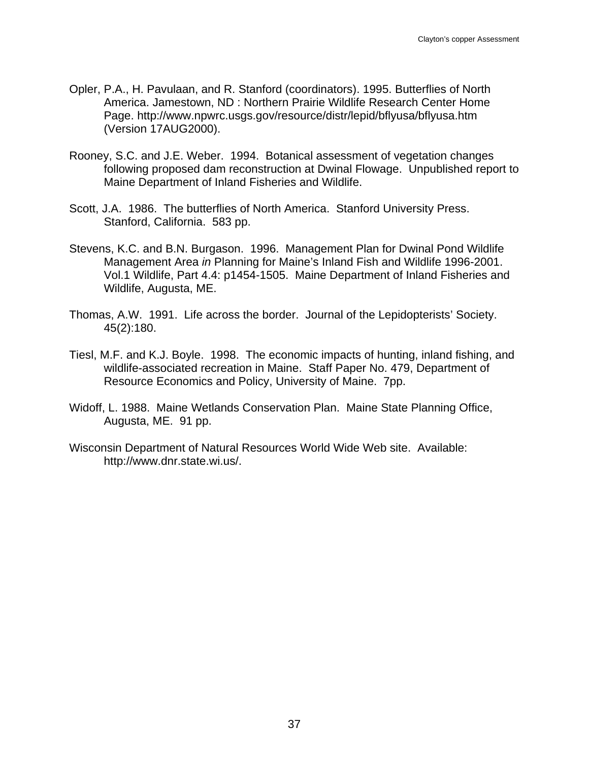Opler, P.A., H. Pavulaan, and R. Stanford (coordinators). 1995. Butterflies of North America. Jamestown, ND : Northern Prairie Wildlife Research Center Home Page. http://www.npwrc.usgs.gov/resource/distr/lepid/bflyusa/bflyusa.htm (Version 17AUG2000).

Rooney, S.C. and J.E. Weber. 1994. Botanical assessment of vegetation changes following proposed dam reconstruction at Dwinal Flowage. Unpublished report to Maine Department of Inland Fisheries and Wildlife.

Scott, J.A. 1986. The butterflies of North America. Stanford University Press. Stanford, California. 583 pp.

Stevens, K.C. and B.N. Burgason. 1996. Management Plan for Dwinal Pond Wildlife Management Area *in* Planning for Maine's Inland Fish and Wildlife 1996-2001. Vol.1 Wildlife, Part 4.4: p1454-1505. Maine Department of Inland Fisheries and Wildlife, Augusta, ME.

Thomas, A.W. 1991. Life across the border. Journal of the Lepidopterists' Society. 45(2):180.

Tiesl, M.F. and K.J. Boyle. 1998. The economic impacts of hunting, inland fishing, and wildlife-associated recreation in Maine. Staff Paper No. 479, Department of Resource Economics and Policy, University of Maine. 7pp.

Widoff, L. 1988. Maine Wetlands Conservation Plan. Maine State Planning Office, Augusta, ME. 91 pp.

Wisconsin Department of Natural Resources World Wide Web site. Available: http://www.dnr.state.wi.us/.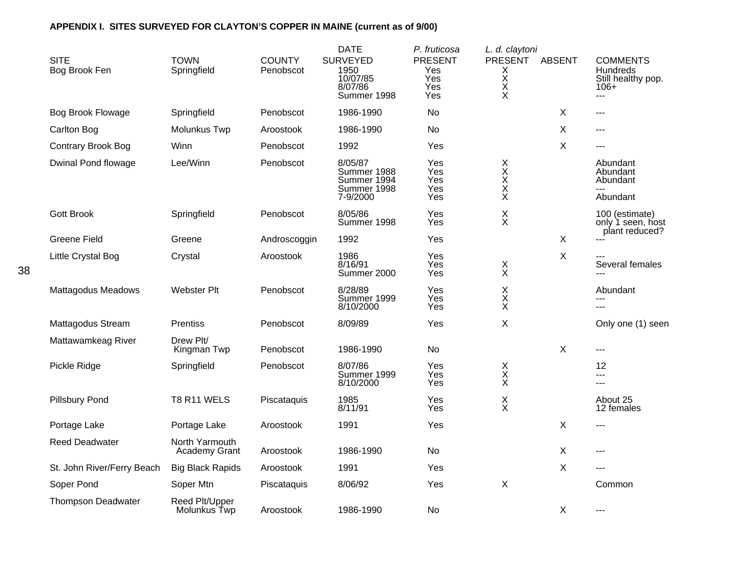**APPENDIX I. SITES SURVEYED FOR CLAYTON'S COPPER IN MAINE (current as of 9/00)**

| SITE | TOWN | COUNTY | DATE SURVEYED | *P. fruticosa* PRESENT | *L. d. claytoni* PRESENT | ABSENT | COMMENTS |
|---|---|---|---|---|---|---|---|
| Bog Brook Fen | Springfield | Penobscot | 1950 | Yes | X | | Hundreds |
| | | | 10/07/85 | Yes | X | | Still healthy pop. |
| | | | 8/07/86 | Yes | X | | 106+ |
| | | | Summer 1998 | Yes | X | | --- |
| Bog Brook Flowage | Springfield | Penobscot | 1986-1990 | No | | X | --- |
| Carlton Bog | Molunkus Twp | Aroostook | 1986-1990 | No | | X | --- |
| Contrary Brook Bog | Winn | Penobscot | 1992 | Yes | | X | --- |
| Dwinal Pond flowage | Lee/Winn | Penobscot | 8/05/87 | Yes | X | | Abundant |
| | | | Summer 1988 | Yes | X | | Abundant |
| | | | Summer 1994 | Yes | X | | Abundant |
| | | | Summer 1998 | Yes | X | | --- |
| | | | 7-9/2000 | Yes | X | | Abundant |
| Gott Brook | Springfield | Penobscot | 8/05/86 | Yes | X | | 100 (estimate) |
| | | | Summer 1998 | Yes | X | | only 1 seen, host plant reduced? |
| Greene Field | Greene | Androscoggin | 1992 | Yes | | X | --- |
| Little Crystal Bog | Crystal | Aroostook | 1986 | Yes | | X | --- |
| | | | 8/16/91 | Yes | X | | Several females |
| | | | Summer 2000 | Yes | X | | --- |
| Mattagodus Meadows | Webster Plt | Penobscot | 8/28/89 | Yes | X | | Abundant |
| | | | Summer 1999 | Yes | X | | --- |
| | | | 8/10/2000 | Yes | X | | --- |
| Mattagodus Stream | Prentiss | Penobscot | 8/09/89 | Yes | X | | Only one (1) seen |
| Mattawamkeag River | Drew Plt/ Kingman Twp | Penobscot | 1986-1990 | No | | X | --- |
| Pickle Ridge | Springfield | Penobscot | 8/07/86 | Yes | X | | 12 |
| | | | Summer 1999 | Yes | X | | --- |
| | | | 8/10/2000 | Yes | X | | --- |
| Pillsbury Pond | T8 R11 WELS | Piscataquis | 1985 | Yes | X | | About 25 |
| | | | 8/11/91 | Yes | X | | 12 females |
| Portage Lake | Portage Lake | Aroostook | 1991 | Yes | | X | --- |
| Reed Deadwater | North Yarmouth Academy Grant | Aroostook | 1986-1990 | No | | X | --- |
| St. John River/Ferry Beach | Big Black Rapids | Aroostook | 1991 | Yes | | X | --- |
| Soper Pond | Soper Mtn | Piscataquis | 8/06/92 | Yes | X | | Common |
| Thompson Deadwater | Reed Plt/Upper Molunkus Twp | Aroostook | 1986-1990 | No | | X | --- |